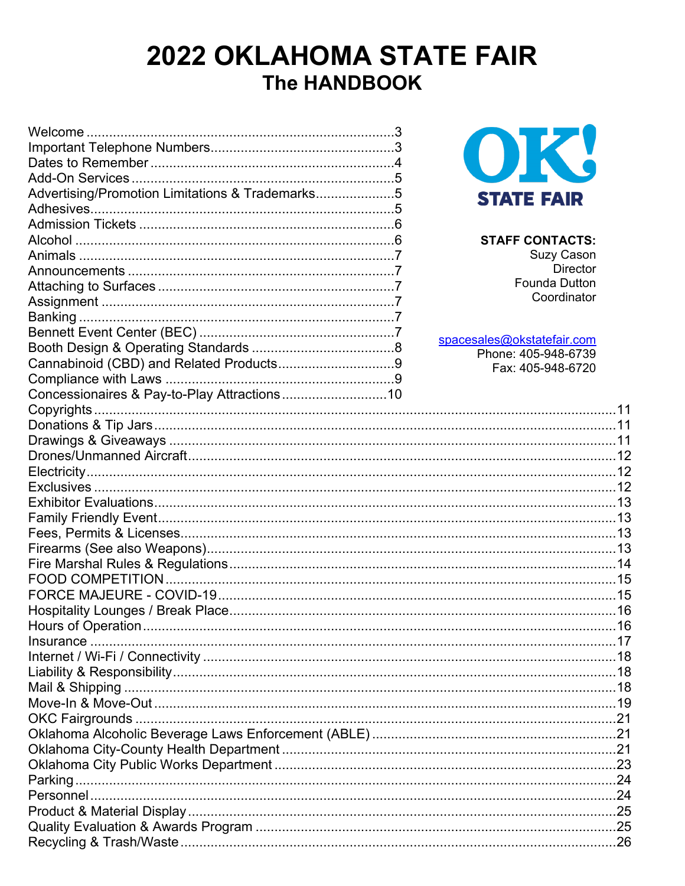# 2022 OKLAHOMA STATE FAIR

## The HANDBOOK

OK! STATE FAIR

**STAFF CONTACTS:**

Suzy Cason
Director

Founda Dutton
Coordinator

spacesales@okstatefair.com
Phone: 405-948-6739
Fax: 405-948-6720

Welcome ....................................................3
Important Telephone Numbers....................................................3
Dates to Remember ....................................................4
Add-On Services ....................................................5
Advertising/Promotion Limitations & Trademarks....................................................5
Adhesives....................................................5
Admission Tickets ....................................................6
Alcohol ....................................................6
Animals ....................................................7
Announcements ....................................................7
Attaching to Surfaces ....................................................7
Assignment ....................................................7
Banking ....................................................7
Bennett Event Center (BEC) ....................................................7
Booth Design & Operating Standards ....................................................8
Cannabinoid (CBD) and Related Products....................................................9
Compliance with Laws ....................................................9
Concessionaires & Pay-to-Play Attractions....................................................10
Copyrights....................................................11
Donations & Tip Jars....................................................11
Drawings & Giveaways ....................................................11
Drones/Unmanned Aircraft....................................................12
Electricity....................................................12
Exclusives ....................................................12
Exhibitor Evaluations....................................................13
Family Friendly Event....................................................13
Fees, Permits & Licenses....................................................13
Firearms (See also Weapons)....................................................13
Fire Marshal Rules & Regulations....................................................14
FOOD COMPETITION ....................................................15
FORCE MAJEURE - COVID-19....................................................15
Hospitality Lounges / Break Place....................................................16
Hours of Operation....................................................16
Insurance ....................................................17
Internet / Wi-Fi / Connectivity ....................................................18
Liability & Responsibility....................................................18
Mail & Shipping ....................................................18
Move-In & Move-Out ....................................................19
OKC Fairgrounds ....................................................21
Oklahoma Alcoholic Beverage Laws Enforcement (ABLE) ....................................................21
Oklahoma City-County Health Department ....................................................21
Oklahoma City Public Works Department ....................................................23
Parking....................................................24
Personnel....................................................24
Product & Material Display....................................................25
Quality Evaluation & Awards Program ....................................................25
Recycling & Trash/Waste....................................................26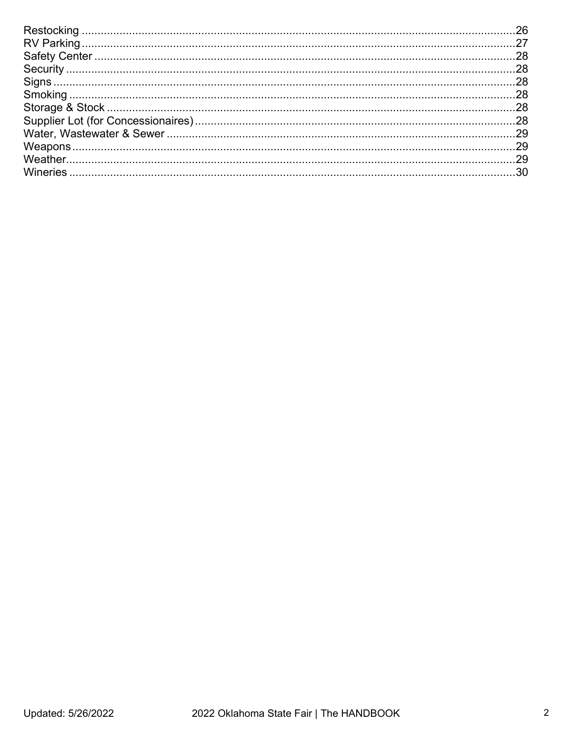Restocking ..........26
RV Parking ..........27
Safety Center ..........28
Security ..........28
Signs ..........28
Smoking ..........28
Storage & Stock ..........28
Supplier Lot (for Concessionaires) ..........28
Water, Wastewater & Sewer ..........29
Weapons ..........29
Weather ..........29
Wineries ..........30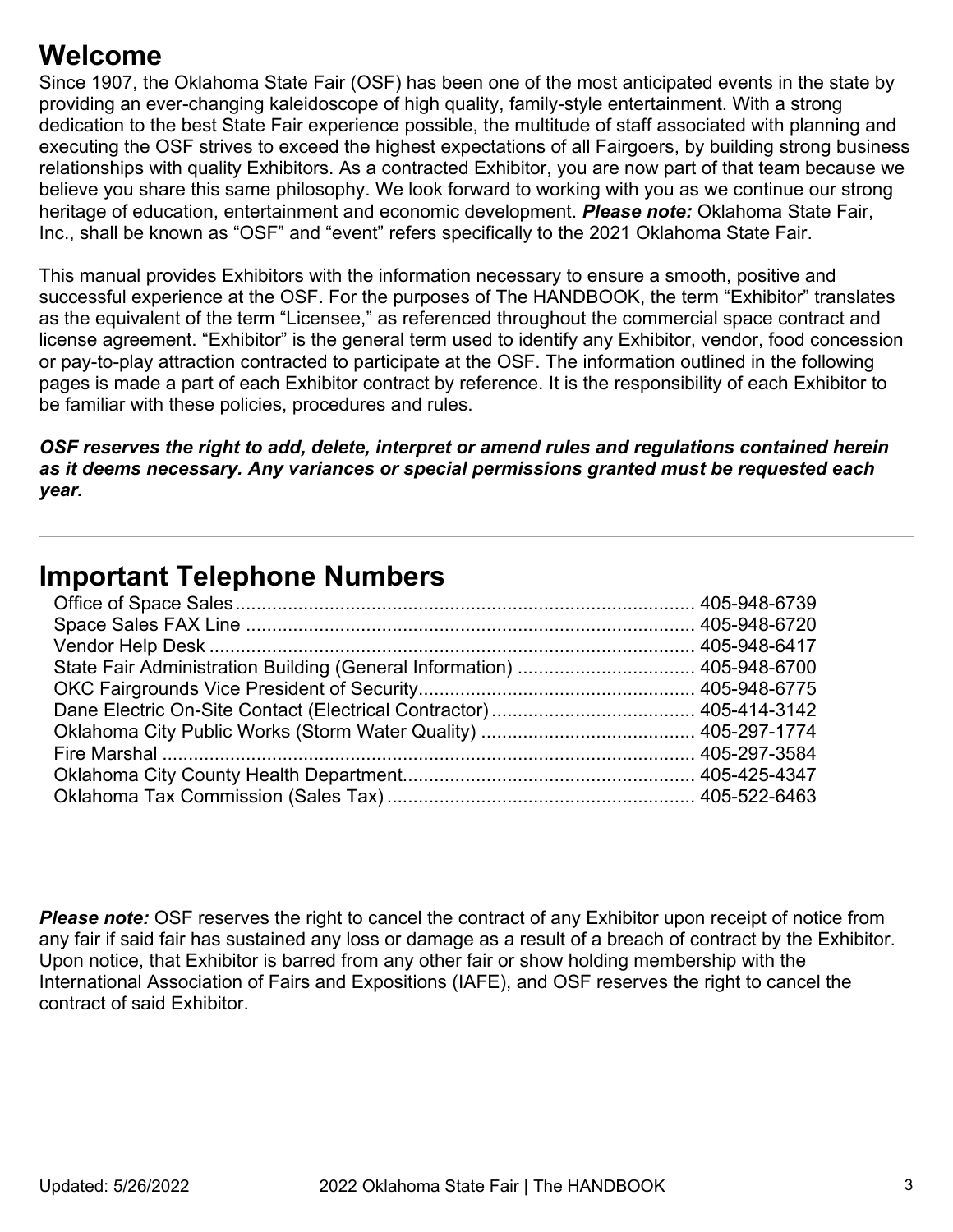## Welcome

Since 1907, the Oklahoma State Fair (OSF) has been one of the most anticipated events in the state by providing an ever-changing kaleidoscope of high quality, family-style entertainment. With a strong dedication to the best State Fair experience possible, the multitude of staff associated with planning and executing the OSF strives to exceed the highest expectations of all Fairgoers, by building strong business relationships with quality Exhibitors. As a contracted Exhibitor, you are now part of that team because we believe you share this same philosophy. We look forward to working with you as we continue our strong heritage of education, entertainment and economic development. ***Please note:*** Oklahoma State Fair, Inc., shall be known as "OSF" and "event" refers specifically to the 2021 Oklahoma State Fair.

This manual provides Exhibitors with the information necessary to ensure a smooth, positive and successful experience at the OSF. For the purposes of The HANDBOOK, the term "Exhibitor" translates as the equivalent of the term "Licensee," as referenced throughout the commercial space contract and license agreement. "Exhibitor" is the general term used to identify any Exhibitor, vendor, food concession or pay-to-play attraction contracted to participate at the OSF. The information outlined in the following pages is made a part of each Exhibitor contract by reference. It is the responsibility of each Exhibitor to be familiar with these policies, procedures and rules.

***OSF reserves the right to add, delete, interpret or amend rules and regulations contained herein as it deems necessary. Any variances or special permissions granted must be requested each year.***

---

## Important Telephone Numbers

| | |
|---|---|
| Office of Space Sales | 405-948-6739 |
| Space Sales FAX Line | 405-948-6720 |
| Vendor Help Desk | 405-948-6417 |
| State Fair Administration Building (General Information) | 405-948-6700 |
| OKC Fairgrounds Vice President of Security | 405-948-6775 |
| Dane Electric On-Site Contact (Electrical Contractor) | 405-414-3142 |
| Oklahoma City Public Works (Storm Water Quality) | 405-297-1774 |
| Fire Marshal | 405-297-3584 |
| Oklahoma City County Health Department | 405-425-4347 |
| Oklahoma Tax Commission (Sales Tax) | 405-522-6463 |

***Please note:*** OSF reserves the right to cancel the contract of any Exhibitor upon receipt of notice from any fair if said fair has sustained any loss or damage as a result of a breach of contract by the Exhibitor. Upon notice, that Exhibitor is barred from any other fair or show holding membership with the International Association of Fairs and Expositions (IAFE), and OSF reserves the right to cancel the contract of said Exhibitor.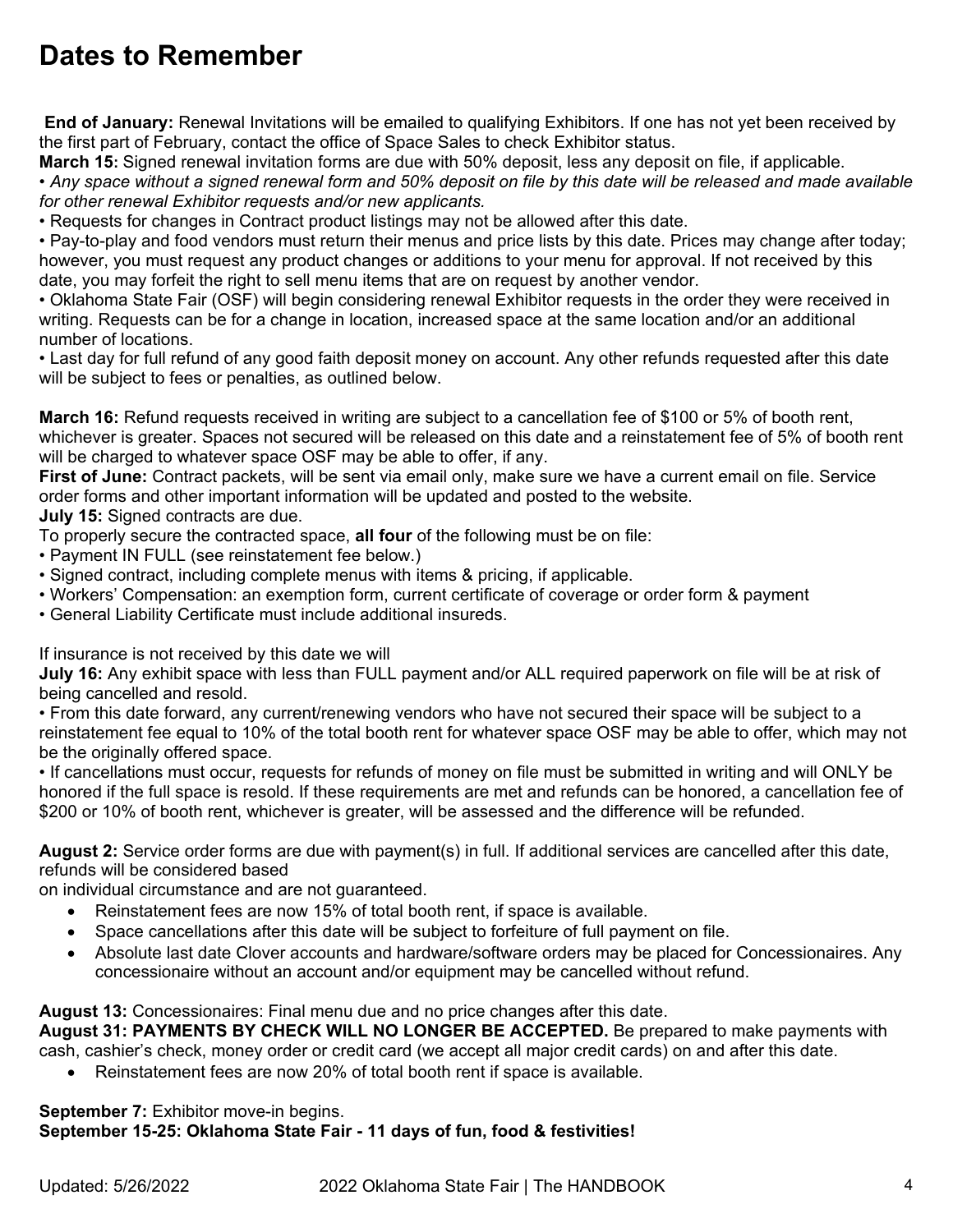# Dates to Remember

**End of January:** Renewal Invitations will be emailed to qualifying Exhibitors. If one has not yet been received by the first part of February, contact the office of Space Sales to check Exhibitor status.

**March 15:** Signed renewal invitation forms are due with 50% deposit, less any deposit on file, if applicable.

- *Any space without a signed renewal form and 50% deposit on file by this date will be released and made available for other renewal Exhibitor requests and/or new applicants.*
- Requests for changes in Contract product listings may not be allowed after this date.
- Pay-to-play and food vendors must return their menus and price lists by this date. Prices may change after today; however, you must request any product changes or additions to your menu for approval. If not received by this date, you may forfeit the right to sell menu items that are on request by another vendor.
- Oklahoma State Fair (OSF) will begin considering renewal Exhibitor requests in the order they were received in writing. Requests can be for a change in location, increased space at the same location and/or an additional number of locations.
- Last day for full refund of any good faith deposit money on account. Any other refunds requested after this date will be subject to fees or penalties, as outlined below.

**March 16:** Refund requests received in writing are subject to a cancellation fee of $100 or 5% of booth rent, whichever is greater. Spaces not secured will be released on this date and a reinstatement fee of 5% of booth rent will be charged to whatever space OSF may be able to offer, if any.

**First of June:** Contract packets, will be sent via email only, make sure we have a current email on file. Service order forms and other important information will be updated and posted to the website.

**July 15:** Signed contracts are due.

To properly secure the contracted space, **all four** of the following must be on file:

- Payment IN FULL (see reinstatement fee below.)
- Signed contract, including complete menus with items & pricing, if applicable.
- Workers' Compensation: an exemption form, current certificate of coverage or order form & payment
- General Liability Certificate must include additional insureds.

If insurance is not received by this date we will

**July 16:** Any exhibit space with less than FULL payment and/or ALL required paperwork on file will be at risk of being cancelled and resold.

- From this date forward, any current/renewing vendors who have not secured their space will be subject to a reinstatement fee equal to 10% of the total booth rent for whatever space OSF may be able to offer, which may not be the originally offered space.
- If cancellations must occur, requests for refunds of money on file must be submitted in writing and will ONLY be honored if the full space is resold. If these requirements are met and refunds can be honored, a cancellation fee of $200 or 10% of booth rent, whichever is greater, will be assessed and the difference will be refunded.

**August 2:** Service order forms are due with payment(s) in full. If additional services are cancelled after this date, refunds will be considered based
on individual circumstance and are not guaranteed.

- Reinstatement fees are now 15% of total booth rent, if space is available.
- Space cancellations after this date will be subject to forfeiture of full payment on file.
- Absolute last date Clover accounts and hardware/software orders may be placed for Concessionaires. Any concessionaire without an account and/or equipment may be cancelled without refund.

**August 13:** Concessionaires: Final menu due and no price changes after this date.

**August 31: PAYMENTS BY CHECK WILL NO LONGER BE ACCEPTED.** Be prepared to make payments with cash, cashier's check, money order or credit card (we accept all major credit cards) on and after this date.

- Reinstatement fees are now 20% of total booth rent if space is available.

**September 7:** Exhibitor move-in begins.

**September 15-25: Oklahoma State Fair - 11 days of fun, food & festivities!**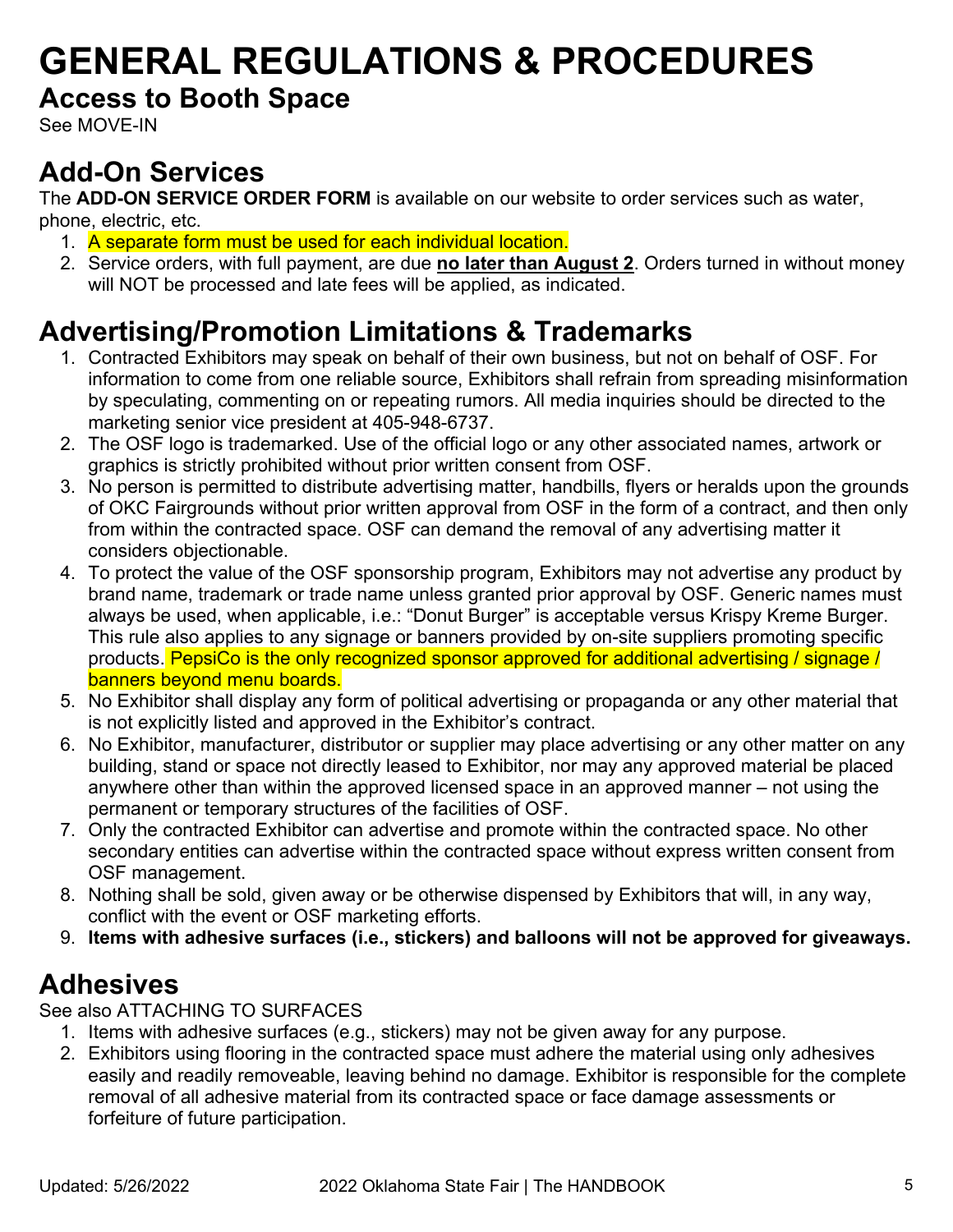# GENERAL REGULATIONS & PROCEDURES

## Access to Booth Space

See MOVE-IN

## Add-On Services

The **ADD-ON SERVICE ORDER FORM** is available on our website to order services such as water, phone, electric, etc.

1. A separate form must be used for each individual location.
2. Service orders, with full payment, are due **no later than August 2**. Orders turned in without money will NOT be processed and late fees will be applied, as indicated.

## Advertising/Promotion Limitations & Trademarks

1. Contracted Exhibitors may speak on behalf of their own business, but not on behalf of OSF. For information to come from one reliable source, Exhibitors shall refrain from spreading misinformation by speculating, commenting on or repeating rumors. All media inquiries should be directed to the marketing senior vice president at 405-948-6737.
2. The OSF logo is trademarked. Use of the official logo or any other associated names, artwork or graphics is strictly prohibited without prior written consent from OSF.
3. No person is permitted to distribute advertising matter, handbills, flyers or heralds upon the grounds of OKC Fairgrounds without prior written approval from OSF in the form of a contract, and then only from within the contracted space. OSF can demand the removal of any advertising matter it considers objectionable.
4. To protect the value of the OSF sponsorship program, Exhibitors may not advertise any product by brand name, trademark or trade name unless granted prior approval by OSF. Generic names must always be used, when applicable, i.e.: "Donut Burger" is acceptable versus Krispy Kreme Burger. This rule also applies to any signage or banners provided by on-site suppliers promoting specific products. PepsiCo is the only recognized sponsor approved for additional advertising / signage / banners beyond menu boards.
5. No Exhibitor shall display any form of political advertising or propaganda or any other material that is not explicitly listed and approved in the Exhibitor's contract.
6. No Exhibitor, manufacturer, distributor or supplier may place advertising or any other matter on any building, stand or space not directly leased to Exhibitor, nor may any approved material be placed anywhere other than within the approved licensed space in an approved manner – not using the permanent or temporary structures of the facilities of OSF.
7. Only the contracted Exhibitor can advertise and promote within the contracted space. No other secondary entities can advertise within the contracted space without express written consent from OSF management.
8. Nothing shall be sold, given away or be otherwise dispensed by Exhibitors that will, in any way, conflict with the event or OSF marketing efforts.
9. **Items with adhesive surfaces (i.e., stickers) and balloons will not be approved for giveaways.**

## Adhesives

See also ATTACHING TO SURFACES

1. Items with adhesive surfaces (e.g., stickers) may not be given away for any purpose.
2. Exhibitors using flooring in the contracted space must adhere the material using only adhesives easily and readily removeable, leaving behind no damage. Exhibitor is responsible for the complete removal of all adhesive material from its contracted space or face damage assessments or forfeiture of future participation.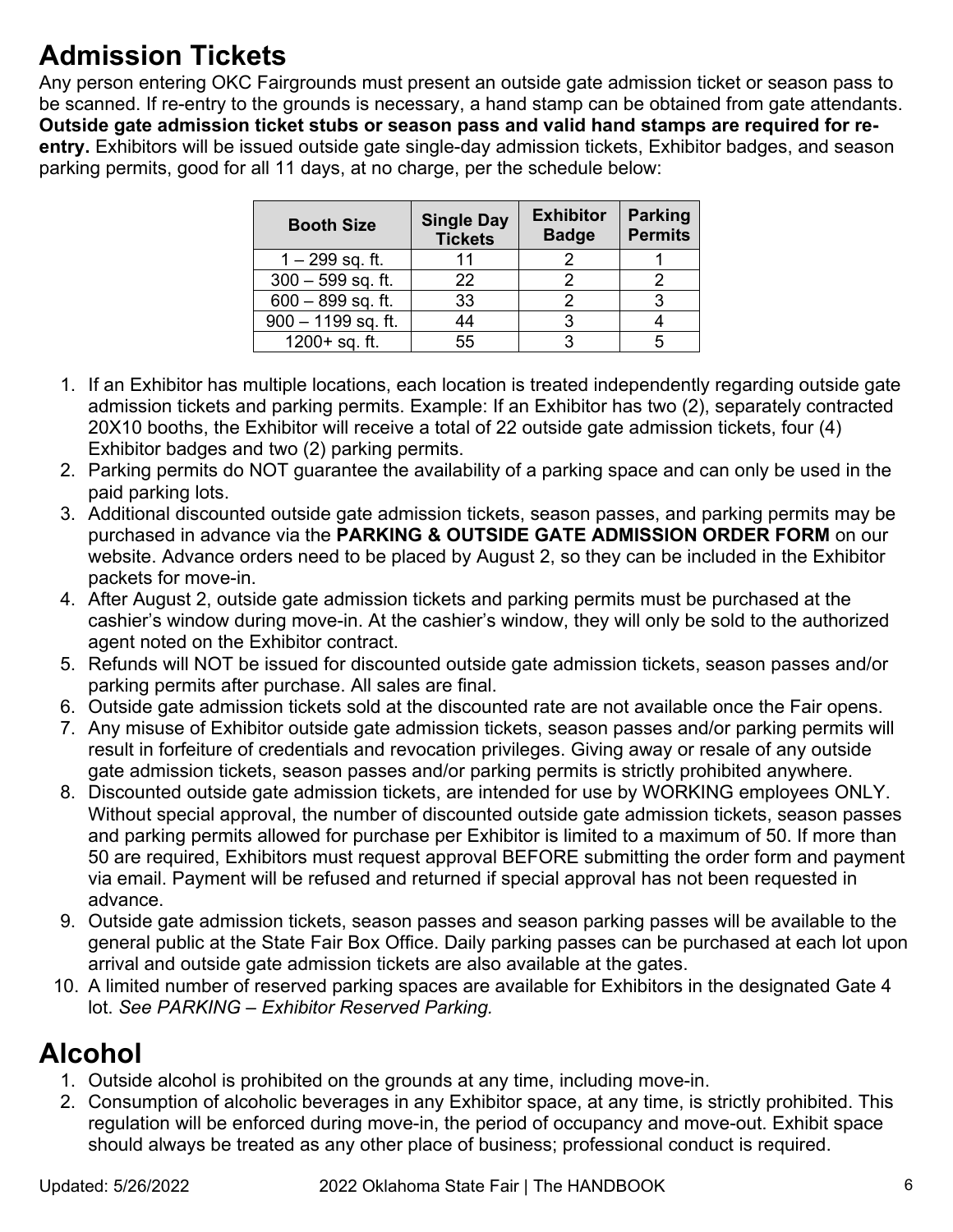## Admission Tickets

Any person entering OKC Fairgrounds must present an outside gate admission ticket or season pass to be scanned. If re-entry to the grounds is necessary, a hand stamp can be obtained from gate attendants. **Outside gate admission ticket stubs or season pass and valid hand stamps are required for re-entry.** Exhibitors will be issued outside gate single-day admission tickets, Exhibitor badges, and season parking permits, good for all 11 days, at no charge, per the schedule below:

| Booth Size | Single Day Tickets | Exhibitor Badge | Parking Permits |
|---|---|---|---|
| 1 – 299 sq. ft. | 11 | 2 | 1 |
| 300 – 599 sq. ft. | 22 | 2 | 2 |
| 600 – 899 sq. ft. | 33 | 2 | 3 |
| 900 – 1199 sq. ft. | 44 | 3 | 4 |
| 1200+ sq. ft. | 55 | 3 | 5 |

1. If an Exhibitor has multiple locations, each location is treated independently regarding outside gate admission tickets and parking permits. Example: If an Exhibitor has two (2), separately contracted 20X10 booths, the Exhibitor will receive a total of 22 outside gate admission tickets, four (4) Exhibitor badges and two (2) parking permits.
2. Parking permits do NOT guarantee the availability of a parking space and can only be used in the paid parking lots.
3. Additional discounted outside gate admission tickets, season passes, and parking permits may be purchased in advance via the **PARKING & OUTSIDE GATE ADMISSION ORDER FORM** on our website. Advance orders need to be placed by August 2, so they can be included in the Exhibitor packets for move-in.
4. After August 2, outside gate admission tickets and parking permits must be purchased at the cashier's window during move-in. At the cashier's window, they will only be sold to the authorized agent noted on the Exhibitor contract.
5. Refunds will NOT be issued for discounted outside gate admission tickets, season passes and/or parking permits after purchase. All sales are final.
6. Outside gate admission tickets sold at the discounted rate are not available once the Fair opens.
7. Any misuse of Exhibitor outside gate admission tickets, season passes and/or parking permits will result in forfeiture of credentials and revocation privileges. Giving away or resale of any outside gate admission tickets, season passes and/or parking permits is strictly prohibited anywhere.
8. Discounted outside gate admission tickets, are intended for use by WORKING employees ONLY. Without special approval, the number of discounted outside gate admission tickets, season passes and parking permits allowed for purchase per Exhibitor is limited to a maximum of 50. If more than 50 are required, Exhibitors must request approval BEFORE submitting the order form and payment via email. Payment will be refused and returned if special approval has not been requested in advance.
9. Outside gate admission tickets, season passes and season parking passes will be available to the general public at the State Fair Box Office. Daily parking passes can be purchased at each lot upon arrival and outside gate admission tickets are also available at the gates.
10. A limited number of reserved parking spaces are available for Exhibitors in the designated Gate 4 lot. *See PARKING – Exhibitor Reserved Parking.*

## Alcohol

1. Outside alcohol is prohibited on the grounds at any time, including move-in.
2. Consumption of alcoholic beverages in any Exhibitor space, at any time, is strictly prohibited. This regulation will be enforced during move-in, the period of occupancy and move-out. Exhibit space should always be treated as any other place of business; professional conduct is required.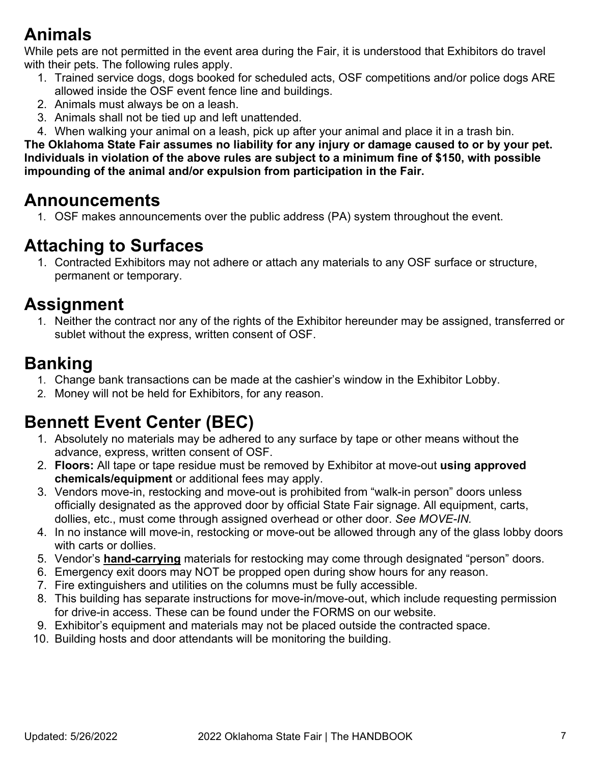## Animals

While pets are not permitted in the event area during the Fair, it is understood that Exhibitors do travel with their pets. The following rules apply.

1. Trained service dogs, dogs booked for scheduled acts, OSF competitions and/or police dogs ARE allowed inside the OSF event fence line and buildings.
2. Animals must always be on a leash.
3. Animals shall not be tied up and left unattended.
4. When walking your animal on a leash, pick up after your animal and place it in a trash bin.

**The Oklahoma State Fair assumes no liability for any injury or damage caused to or by your pet. Individuals in violation of the above rules are subject to a minimum fine of $150, with possible impounding of the animal and/or expulsion from participation in the Fair.**

## Announcements

1. OSF makes announcements over the public address (PA) system throughout the event.

## Attaching to Surfaces

1. Contracted Exhibitors may not adhere or attach any materials to any OSF surface or structure, permanent or temporary.

## Assignment

1. Neither the contract nor any of the rights of the Exhibitor hereunder may be assigned, transferred or sublet without the express, written consent of OSF.

## Banking

1. Change bank transactions can be made at the cashier's window in the Exhibitor Lobby.
2. Money will not be held for Exhibitors, for any reason.

## Bennett Event Center (BEC)

1. Absolutely no materials may be adhered to any surface by tape or other means without the advance, express, written consent of OSF.
2. **Floors:** All tape or tape residue must be removed by Exhibitor at move-out **using approved chemicals/equipment** or additional fees may apply.
3. Vendors move-in, restocking and move-out is prohibited from "walk-in person" doors unless officially designated as the approved door by official State Fair signage. All equipment, carts, dollies, etc., must come through assigned overhead or other door. *See MOVE-IN.*
4. In no instance will move-in, restocking or move-out be allowed through any of the glass lobby doors with carts or dollies.
5. Vendor's **hand-carrying** materials for restocking may come through designated "person" doors.
6. Emergency exit doors may NOT be propped open during show hours for any reason.
7. Fire extinguishers and utilities on the columns must be fully accessible.
8. This building has separate instructions for move-in/move-out, which include requesting permission for drive-in access. These can be found under the FORMS on our website.
9. Exhibitor's equipment and materials may not be placed outside the contracted space.
10. Building hosts and door attendants will be monitoring the building.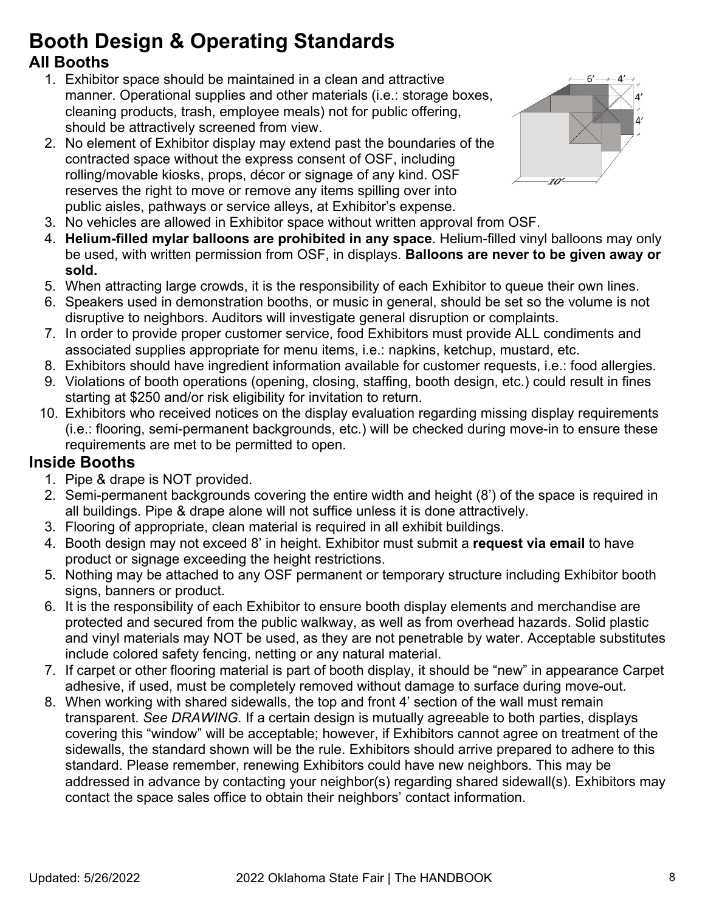# Booth Design & Operating Standards

## All Booths

1. Exhibitor space should be maintained in a clean and attractive manner. Operational supplies and other materials (i.e.: storage boxes, cleaning products, trash, employee meals) not for public offering, should be attractively screened from view.
2. No element of Exhibitor display may extend past the boundaries of the contracted space without the express consent of OSF, including rolling/movable kiosks, props, décor or signage of any kind. OSF reserves the right to move or remove any items spilling over into public aisles, pathways or service alleys, at Exhibitor's expense.
3. No vehicles are allowed in Exhibitor space without written approval from OSF.
4. **Helium-filled mylar balloons are prohibited in any space**. Helium-filled vinyl balloons may only be used, with written permission from OSF, in displays. **Balloons are never to be given away or sold.**
5. When attracting large crowds, it is the responsibility of each Exhibitor to queue their own lines.
6. Speakers used in demonstration booths, or music in general, should be set so the volume is not disruptive to neighbors. Auditors will investigate general disruption or complaints.
7. In order to provide proper customer service, food Exhibitors must provide ALL condiments and associated supplies appropriate for menu items, i.e.: napkins, ketchup, mustard, etc.
8. Exhibitors should have ingredient information available for customer requests, i.e.: food allergies.
9. Violations of booth operations (opening, closing, staffing, booth design, etc.) could result in fines starting at $250 and/or risk eligibility for invitation to return.
10. Exhibitors who received notices on the display evaluation regarding missing display requirements (i.e.: flooring, semi-permanent backgrounds, etc.) will be checked during move-in to ensure these requirements are met to be permitted to open.

## Inside Booths

1. Pipe & drape is NOT provided.
2. Semi-permanent backgrounds covering the entire width and height (8') of the space is required in all buildings. Pipe & drape alone will not suffice unless it is done attractively.
3. Flooring of appropriate, clean material is required in all exhibit buildings.
4. Booth design may not exceed 8' in height. Exhibitor must submit a **request via email** to have product or signage exceeding the height restrictions.
5. Nothing may be attached to any OSF permanent or temporary structure including Exhibitor booth signs, banners or product.
6. It is the responsibility of each Exhibitor to ensure booth display elements and merchandise are protected and secured from the public walkway, as well as from overhead hazards. Solid plastic and vinyl materials may NOT be used, as they are not penetrable by water. Acceptable substitutes include colored safety fencing, netting or any natural material.
7. If carpet or other flooring material is part of booth display, it should be "new" in appearance Carpet adhesive, if used, must be completely removed without damage to surface during move-out.
8. When working with shared sidewalls, the top and front 4' section of the wall must remain transparent. *See DRAWING.* If a certain design is mutually agreeable to both parties, displays covering this "window" will be acceptable; however, if Exhibitors cannot agree on treatment of the sidewalls, the standard shown will be the rule. Exhibitors should arrive prepared to adhere to this standard. Please remember, renewing Exhibitors could have new neighbors. This may be addressed in advance by contacting your neighbor(s) regarding shared sidewall(s). Exhibitors may contact the space sales office to obtain their neighbors' contact information.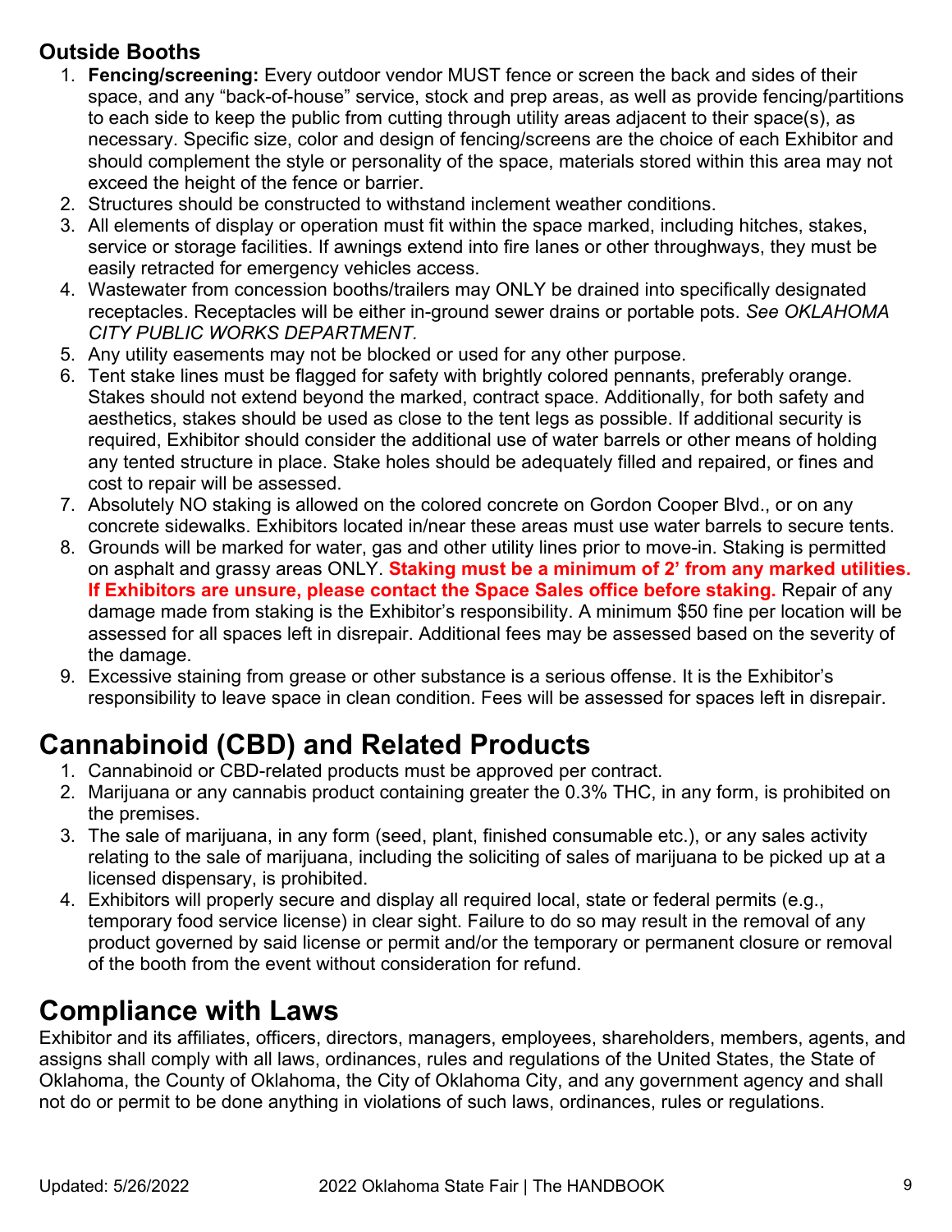### Outside Booths

1. **Fencing/screening:** Every outdoor vendor MUST fence or screen the back and sides of their space, and any "back-of-house" service, stock and prep areas, as well as provide fencing/partitions to each side to keep the public from cutting through utility areas adjacent to their space(s), as necessary. Specific size, color and design of fencing/screens are the choice of each Exhibitor and should complement the style or personality of the space, materials stored within this area may not exceed the height of the fence or barrier.
2. Structures should be constructed to withstand inclement weather conditions.
3. All elements of display or operation must fit within the space marked, including hitches, stakes, service or storage facilities. If awnings extend into fire lanes or other throughways, they must be easily retracted for emergency vehicles access.
4. Wastewater from concession booths/trailers may ONLY be drained into specifically designated receptacles. Receptacles will be either in-ground sewer drains or portable pots. *See OKLAHOMA CITY PUBLIC WORKS DEPARTMENT.*
5. Any utility easements may not be blocked or used for any other purpose.
6. Tent stake lines must be flagged for safety with brightly colored pennants, preferably orange. Stakes should not extend beyond the marked, contract space. Additionally, for both safety and aesthetics, stakes should be used as close to the tent legs as possible. If additional security is required, Exhibitor should consider the additional use of water barrels or other means of holding any tented structure in place. Stake holes should be adequately filled and repaired, or fines and cost to repair will be assessed.
7. Absolutely NO staking is allowed on the colored concrete on Gordon Cooper Blvd., or on any concrete sidewalks. Exhibitors located in/near these areas must use water barrels to secure tents.
8. Grounds will be marked for water, gas and other utility lines prior to move-in. Staking is permitted on asphalt and grassy areas ONLY. **Staking must be a minimum of 2' from any marked utilities. If Exhibitors are unsure, please contact the Space Sales office before staking.** Repair of any damage made from staking is the Exhibitor's responsibility. A minimum $50 fine per location will be assessed for all spaces left in disrepair. Additional fees may be assessed based on the severity of the damage.
9. Excessive staining from grease or other substance is a serious offense. It is the Exhibitor's responsibility to leave space in clean condition. Fees will be assessed for spaces left in disrepair.

## Cannabinoid (CBD) and Related Products

1. Cannabinoid or CBD-related products must be approved per contract.
2. Marijuana or any cannabis product containing greater the 0.3% THC, in any form, is prohibited on the premises.
3. The sale of marijuana, in any form (seed, plant, finished consumable etc.), or any sales activity relating to the sale of marijuana, including the soliciting of sales of marijuana to be picked up at a licensed dispensary, is prohibited.
4. Exhibitors will properly secure and display all required local, state or federal permits (e.g., temporary food service license) in clear sight. Failure to do so may result in the removal of any product governed by said license or permit and/or the temporary or permanent closure or removal of the booth from the event without consideration for refund.

## Compliance with Laws

Exhibitor and its affiliates, officers, directors, managers, employees, shareholders, members, agents, and assigns shall comply with all laws, ordinances, rules and regulations of the United States, the State of Oklahoma, the County of Oklahoma, the City of Oklahoma City, and any government agency and shall not do or permit to be done anything in violations of such laws, ordinances, rules or regulations.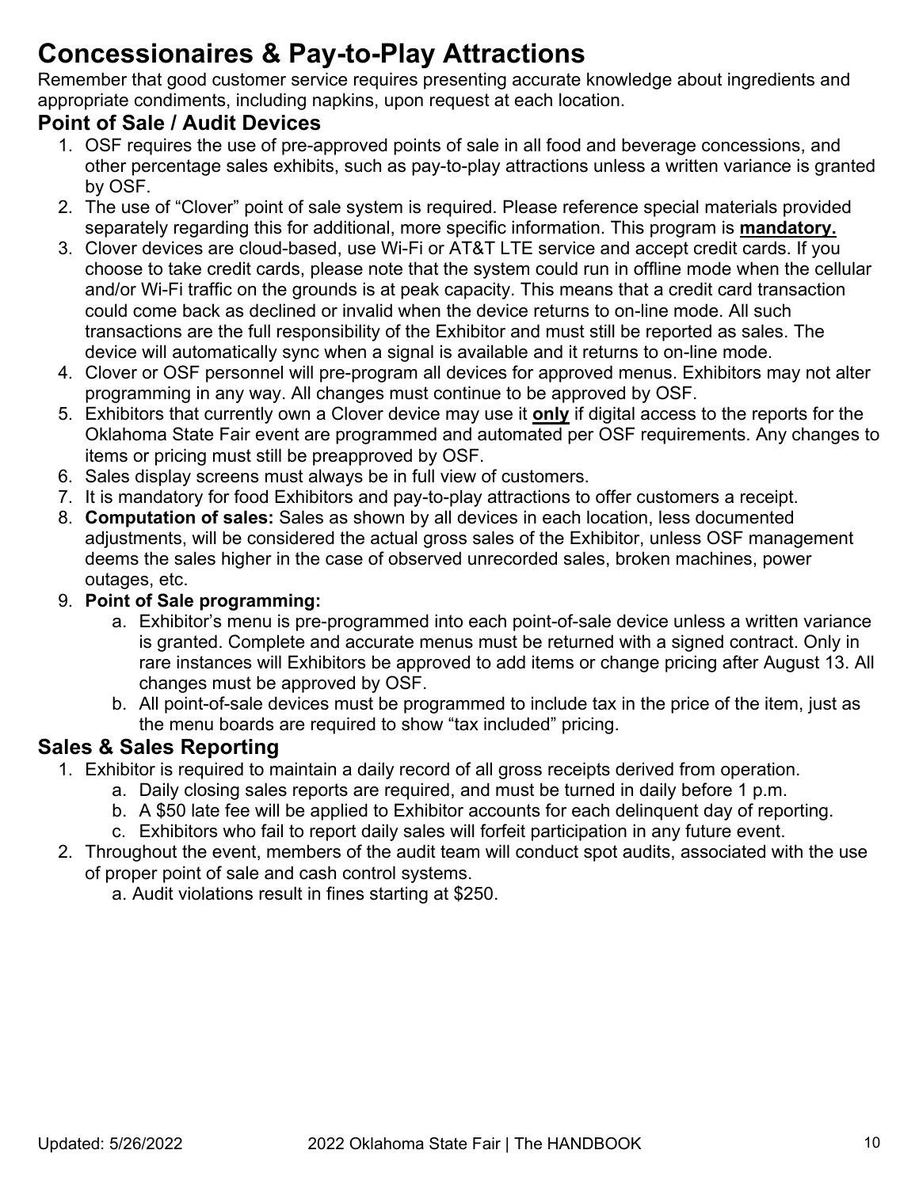# Concessionaires & Pay-to-Play Attractions

Remember that good customer service requires presenting accurate knowledge about ingredients and appropriate condiments, including napkins, upon request at each location.

## Point of Sale / Audit Devices

1. OSF requires the use of pre-approved points of sale in all food and beverage concessions, and other percentage sales exhibits, such as pay-to-play attractions unless a written variance is granted by OSF.
2. The use of "Clover" point of sale system is required. Please reference special materials provided separately regarding this for additional, more specific information. This program is **mandatory.**
3. Clover devices are cloud-based, use Wi-Fi or AT&T LTE service and accept credit cards. If you choose to take credit cards, please note that the system could run in offline mode when the cellular and/or Wi-Fi traffic on the grounds is at peak capacity. This means that a credit card transaction could come back as declined or invalid when the device returns to on-line mode. All such transactions are the full responsibility of the Exhibitor and must still be reported as sales. The device will automatically sync when a signal is available and it returns to on-line mode.
4. Clover or OSF personnel will pre-program all devices for approved menus. Exhibitors may not alter programming in any way. All changes must continue to be approved by OSF.
5. Exhibitors that currently own a Clover device may use it **only** if digital access to the reports for the Oklahoma State Fair event are programmed and automated per OSF requirements. Any changes to items or pricing must still be preapproved by OSF.
6. Sales display screens must always be in full view of customers.
7. It is mandatory for food Exhibitors and pay-to-play attractions to offer customers a receipt.
8. **Computation of sales:** Sales as shown by all devices in each location, less documented adjustments, will be considered the actual gross sales of the Exhibitor, unless OSF management deems the sales higher in the case of observed unrecorded sales, broken machines, power outages, etc.
9. **Point of Sale programming:**
   a. Exhibitor's menu is pre-programmed into each point-of-sale device unless a written variance is granted. Complete and accurate menus must be returned with a signed contract. Only in rare instances will Exhibitors be approved to add items or change pricing after August 13. All changes must be approved by OSF.
   b. All point-of-sale devices must be programmed to include tax in the price of the item, just as the menu boards are required to show "tax included" pricing.

## Sales & Sales Reporting

1. Exhibitor is required to maintain a daily record of all gross receipts derived from operation.
   a. Daily closing sales reports are required, and must be turned in daily before 1 p.m.
   b. A $50 late fee will be applied to Exhibitor accounts for each delinquent day of reporting.
   c. Exhibitors who fail to report daily sales will forfeit participation in any future event.
2. Throughout the event, members of the audit team will conduct spot audits, associated with the use of proper point of sale and cash control systems.
   a. Audit violations result in fines starting at $250.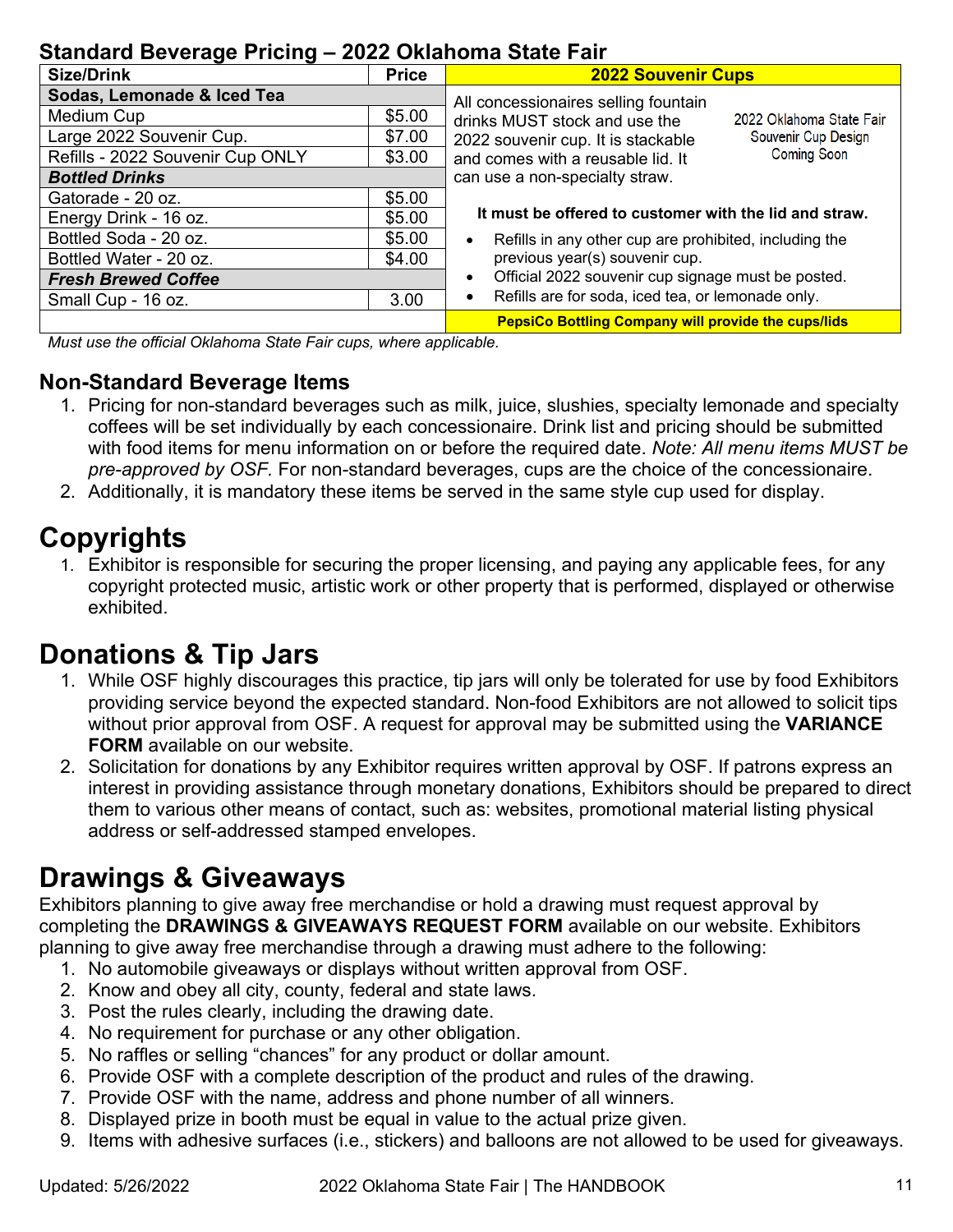## Standard Beverage Pricing – 2022 Oklahoma State Fair

| Size/Drink | Price |
|---|---|
| **Sodas, Lemonade & Iced Tea** | |
| Medium Cup | $5.00 |
| Large 2022 Souvenir Cup. | $7.00 |
| Refills - 2022 Souvenir Cup ONLY | $3.00 |
| ***Bottled Drinks*** | |
| Gatorade - 20 oz. | $5.00 |
| Energy Drink - 16 oz. | $5.00 |
| Bottled Soda - 20 oz. | $5.00 |
| Bottled Water - 20 oz. | $4.00 |
| ***Fresh Brewed Coffee*** | |
| Small Cup - 16 oz. | 3.00 |

**2022 Souvenir Cups**

All concessionaires selling fountain drinks MUST stock and use the 2022 souvenir cup. It is stackable and comes with a reusable lid. It can use a non-specialty straw.

2022 Oklahoma State Fair Souvenir Cup Design Coming Soon

**It must be offered to customer with the lid and straw.**

- Refills in any other cup are prohibited, including the previous year(s) souvenir cup.
- Official 2022 souvenir cup signage must be posted.
- Refills are for soda, iced tea, or lemonade only.

**PepsiCo Bottling Company will provide the cups/lids**

*Must use the official Oklahoma State Fair cups, where applicable.*

### Non-Standard Beverage Items

1. Pricing for non-standard beverages such as milk, juice, slushies, specialty lemonade and specialty coffees will be set individually by each concessionaire. Drink list and pricing should be submitted with food items for menu information on or before the required date. *Note: All menu items MUST be pre-approved by OSF.* For non-standard beverages, cups are the choice of the concessionaire.
2. Additionally, it is mandatory these items be served in the same style cup used for display.

# Copyrights

1. Exhibitor is responsible for securing the proper licensing, and paying any applicable fees, for any copyright protected music, artistic work or other property that is performed, displayed or otherwise exhibited.

# Donations & Tip Jars

1. While OSF highly discourages this practice, tip jars will only be tolerated for use by food Exhibitors providing service beyond the expected standard. Non-food Exhibitors are not allowed to solicit tips without prior approval from OSF. A request for approval may be submitted using the **VARIANCE FORM** available on our website.
2. Solicitation for donations by any Exhibitor requires written approval by OSF. If patrons express an interest in providing assistance through monetary donations, Exhibitors should be prepared to direct them to various other means of contact, such as: websites, promotional material listing physical address or self-addressed stamped envelopes.

# Drawings & Giveaways

Exhibitors planning to give away free merchandise or hold a drawing must request approval by completing the **DRAWINGS & GIVEAWAYS REQUEST FORM** available on our website. Exhibitors planning to give away free merchandise through a drawing must adhere to the following:

1. No automobile giveaways or displays without written approval from OSF.
2. Know and obey all city, county, federal and state laws.
3. Post the rules clearly, including the drawing date.
4. No requirement for purchase or any other obligation.
5. No raffles or selling “chances” for any product or dollar amount.
6. Provide OSF with a complete description of the product and rules of the drawing.
7. Provide OSF with the name, address and phone number of all winners.
8. Displayed prize in booth must be equal in value to the actual prize given.
9. Items with adhesive surfaces (i.e., stickers) and balloons are not allowed to be used for giveaways.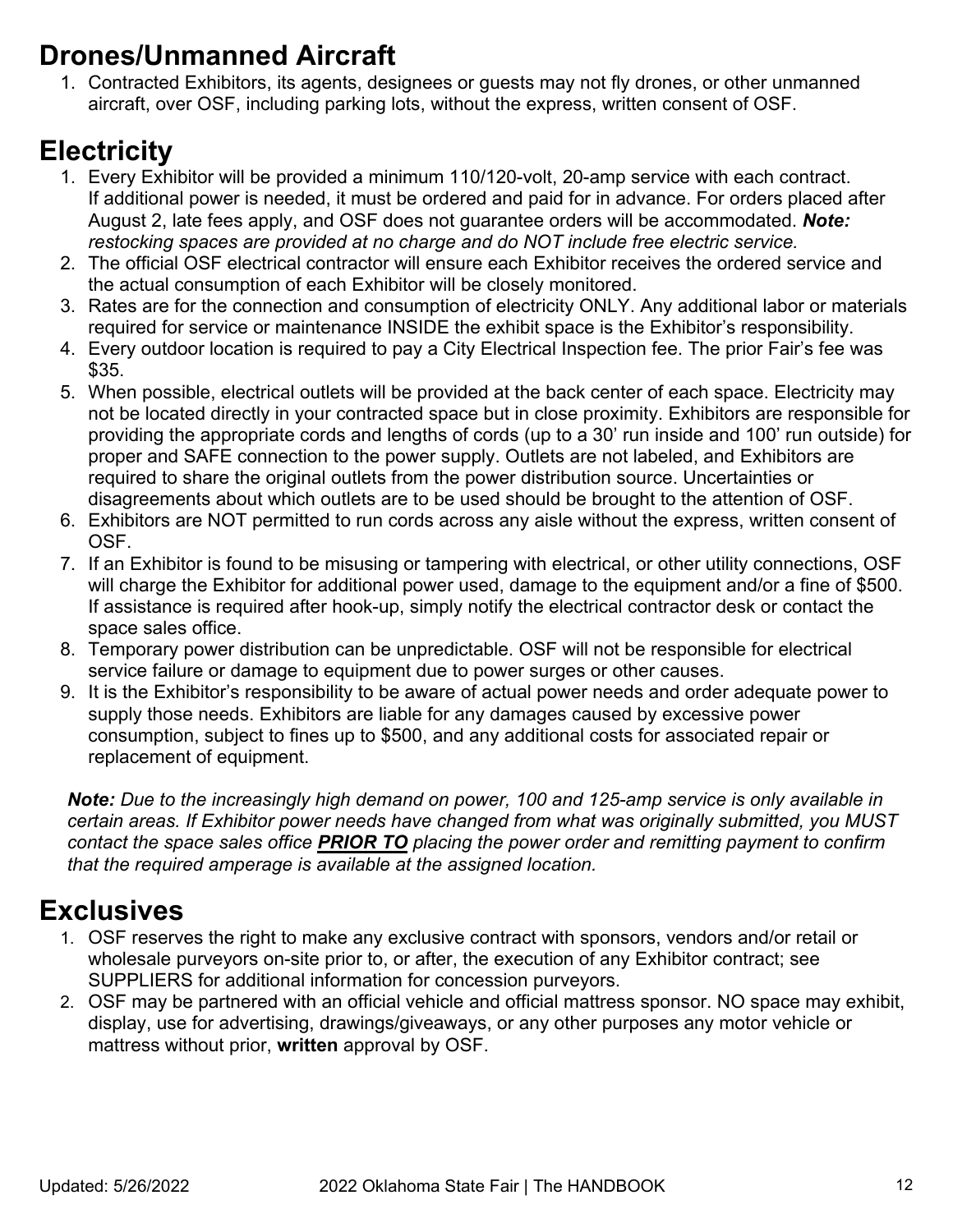## Drones/Unmanned Aircraft

1. Contracted Exhibitors, its agents, designees or guests may not fly drones, or other unmanned aircraft, over OSF, including parking lots, without the express, written consent of OSF.

## Electricity

1. Every Exhibitor will be provided a minimum 110/120-volt, 20-amp service with each contract. If additional power is needed, it must be ordered and paid for in advance. For orders placed after August 2, late fees apply, and OSF does not guarantee orders will be accommodated. ***Note:*** *restocking spaces are provided at no charge and do NOT include free electric service.*
2. The official OSF electrical contractor will ensure each Exhibitor receives the ordered service and the actual consumption of each Exhibitor will be closely monitored.
3. Rates are for the connection and consumption of electricity ONLY. Any additional labor or materials required for service or maintenance INSIDE the exhibit space is the Exhibitor's responsibility.
4. Every outdoor location is required to pay a City Electrical Inspection fee. The prior Fair's fee was $35.
5. When possible, electrical outlets will be provided at the back center of each space. Electricity may not be located directly in your contracted space but in close proximity. Exhibitors are responsible for providing the appropriate cords and lengths of cords (up to a 30' run inside and 100' run outside) for proper and SAFE connection to the power supply. Outlets are not labeled, and Exhibitors are required to share the original outlets from the power distribution source. Uncertainties or disagreements about which outlets are to be used should be brought to the attention of OSF.
6. Exhibitors are NOT permitted to run cords across any aisle without the express, written consent of OSF.
7. If an Exhibitor is found to be misusing or tampering with electrical, or other utility connections, OSF will charge the Exhibitor for additional power used, damage to the equipment and/or a fine of $500. If assistance is required after hook-up, simply notify the electrical contractor desk or contact the space sales office.
8. Temporary power distribution can be unpredictable. OSF will not be responsible for electrical service failure or damage to equipment due to power surges or other causes.
9. It is the Exhibitor's responsibility to be aware of actual power needs and order adequate power to supply those needs. Exhibitors are liable for any damages caused by excessive power consumption, subject to fines up to $500, and any additional costs for associated repair or replacement of equipment.

***Note:*** *Due to the increasingly high demand on power, 100 and 125-amp service is only available in certain areas. If Exhibitor power needs have changed from what was originally submitted, you MUST contact the space sales office* ***<u>PRIOR TO</u>*** *placing the power order and remitting payment to confirm that the required amperage is available at the assigned location.*

## Exclusives

1. OSF reserves the right to make any exclusive contract with sponsors, vendors and/or retail or wholesale purveyors on-site prior to, or after, the execution of any Exhibitor contract; see SUPPLIERS for additional information for concession purveyors.
2. OSF may be partnered with an official vehicle and official mattress sponsor. NO space may exhibit, display, use for advertising, drawings/giveaways, or any other purposes any motor vehicle or mattress without prior, **written** approval by OSF.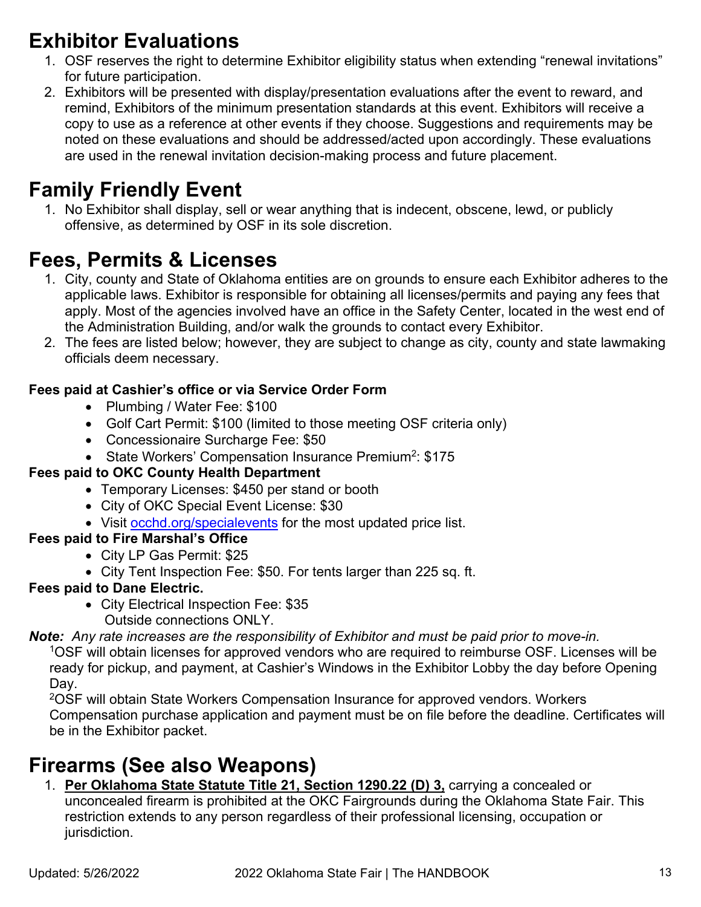# Exhibitor Evaluations

1. OSF reserves the right to determine Exhibitor eligibility status when extending “renewal invitations” for future participation.
2. Exhibitors will be presented with display/presentation evaluations after the event to reward, and remind, Exhibitors of the minimum presentation standards at this event. Exhibitors will receive a copy to use as a reference at other events if they choose. Suggestions and requirements may be noted on these evaluations and should be addressed/acted upon accordingly. These evaluations are used in the renewal invitation decision-making process and future placement.

# Family Friendly Event

1. No Exhibitor shall display, sell or wear anything that is indecent, obscene, lewd, or publicly offensive, as determined by OSF in its sole discretion.

# Fees, Permits & Licenses

1. City, county and State of Oklahoma entities are on grounds to ensure each Exhibitor adheres to the applicable laws. Exhibitor is responsible for obtaining all licenses/permits and paying any fees that apply. Most of the agencies involved have an office in the Safety Center, located in the west end of the Administration Building, and/or walk the grounds to contact every Exhibitor.
2. The fees are listed below; however, they are subject to change as city, county and state lawmaking officials deem necessary.

**Fees paid at Cashier’s office or via Service Order Form**

- Plumbing / Water Fee: $100
- Golf Cart Permit: $100 (limited to those meeting OSF criteria only)
- Concessionaire Surcharge Fee: $50
- State Workers’ Compensation Insurance Premium[2]: $175

**Fees paid to OKC County Health Department**

- Temporary Licenses: $450 per stand or booth
- City of OKC Special Event License: $30
- Visit [occhd.org/specialevents](occhd.org/specialevents) for the most updated price list.

**Fees paid to Fire Marshal’s Office**

- City LP Gas Permit: $25
- City Tent Inspection Fee: $50. For tents larger than 225 sq. ft.

**Fees paid to Dane Electric.**

- City Electrical Inspection Fee: $35
  Outside connections ONLY.

***Note:*** *Any rate increases are the responsibility of Exhibitor and must be paid prior to move-in.*

[1]OSF will obtain licenses for approved vendors who are required to reimburse OSF. Licenses will be ready for pickup, and payment, at Cashier’s Windows in the Exhibitor Lobby the day before Opening Day.

[2]OSF will obtain State Workers Compensation Insurance for approved vendors. Workers Compensation purchase application and payment must be on file before the deadline. Certificates will be in the Exhibitor packet.

# Firearms (See also Weapons)

1. **Per Oklahoma State Statute Title 21, Section 1290.22 (D) 3,** carrying a concealed or unconcealed firearm is prohibited at the OKC Fairgrounds during the Oklahoma State Fair. This restriction extends to any person regardless of their professional licensing, occupation or jurisdiction.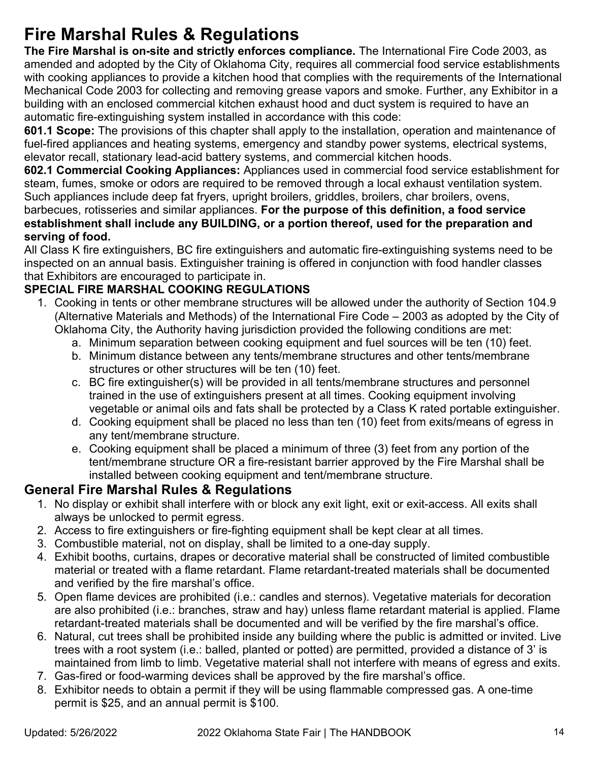# Fire Marshal Rules & Regulations

**The Fire Marshal is on-site and strictly enforces compliance.** The International Fire Code 2003, as amended and adopted by the City of Oklahoma City, requires all commercial food service establishments with cooking appliances to provide a kitchen hood that complies with the requirements of the International Mechanical Code 2003 for collecting and removing grease vapors and smoke. Further, any Exhibitor in a building with an enclosed commercial kitchen exhaust hood and duct system is required to have an automatic fire-extinguishing system installed in accordance with this code:

**601.1 Scope:** The provisions of this chapter shall apply to the installation, operation and maintenance of fuel-fired appliances and heating systems, emergency and standby power systems, electrical systems, elevator recall, stationary lead-acid battery systems, and commercial kitchen hoods.

**602.1 Commercial Cooking Appliances:** Appliances used in commercial food service establishment for steam, fumes, smoke or odors are required to be removed through a local exhaust ventilation system. Such appliances include deep fat fryers, upright broilers, griddles, broilers, char broilers, ovens, barbecues, rotisseries and similar appliances. **For the purpose of this definition, a food service establishment shall include any BUILDING, or a portion thereof, used for the preparation and serving of food.**

All Class K fire extinguishers, BC fire extinguishers and automatic fire-extinguishing systems need to be inspected on an annual basis. Extinguisher training is offered in conjunction with food handler classes that Exhibitors are encouraged to participate in.

**SPECIAL FIRE MARSHAL COOKING REGULATIONS**

1. Cooking in tents or other membrane structures will be allowed under the authority of Section 104.9 (Alternative Materials and Methods) of the International Fire Code – 2003 as adopted by the City of Oklahoma City, the Authority having jurisdiction provided the following conditions are met:
   a. Minimum separation between cooking equipment and fuel sources will be ten (10) feet.
   b. Minimum distance between any tents/membrane structures and other tents/membrane structures or other structures will be ten (10) feet.
   c. BC fire extinguisher(s) will be provided in all tents/membrane structures and personnel trained in the use of extinguishers present at all times. Cooking equipment involving vegetable or animal oils and fats shall be protected by a Class K rated portable extinguisher.
   d. Cooking equipment shall be placed no less than ten (10) feet from exits/means of egress in any tent/membrane structure.
   e. Cooking equipment shall be placed a minimum of three (3) feet from any portion of the tent/membrane structure OR a fire-resistant barrier approved by the Fire Marshal shall be installed between cooking equipment and tent/membrane structure.

## General Fire Marshal Rules & Regulations

1. No display or exhibit shall interfere with or block any exit light, exit or exit-access. All exits shall always be unlocked to permit egress.
2. Access to fire extinguishers or fire-fighting equipment shall be kept clear at all times.
3. Combustible material, not on display, shall be limited to a one-day supply.
4. Exhibit booths, curtains, drapes or decorative material shall be constructed of limited combustible material or treated with a flame retardant. Flame retardant-treated materials shall be documented and verified by the fire marshal's office.
5. Open flame devices are prohibited (i.e.: candles and sternos). Vegetative materials for decoration are also prohibited (i.e.: branches, straw and hay) unless flame retardant material is applied. Flame retardant-treated materials shall be documented and will be verified by the fire marshal's office.
6. Natural, cut trees shall be prohibited inside any building where the public is admitted or invited. Live trees with a root system (i.e.: balled, planted or potted) are permitted, provided a distance of 3' is maintained from limb to limb. Vegetative material shall not interfere with means of egress and exits.
7. Gas-fired or food-warming devices shall be approved by the fire marshal's office.
8. Exhibitor needs to obtain a permit if they will be using flammable compressed gas. A one-time permit is $25, and an annual permit is $100.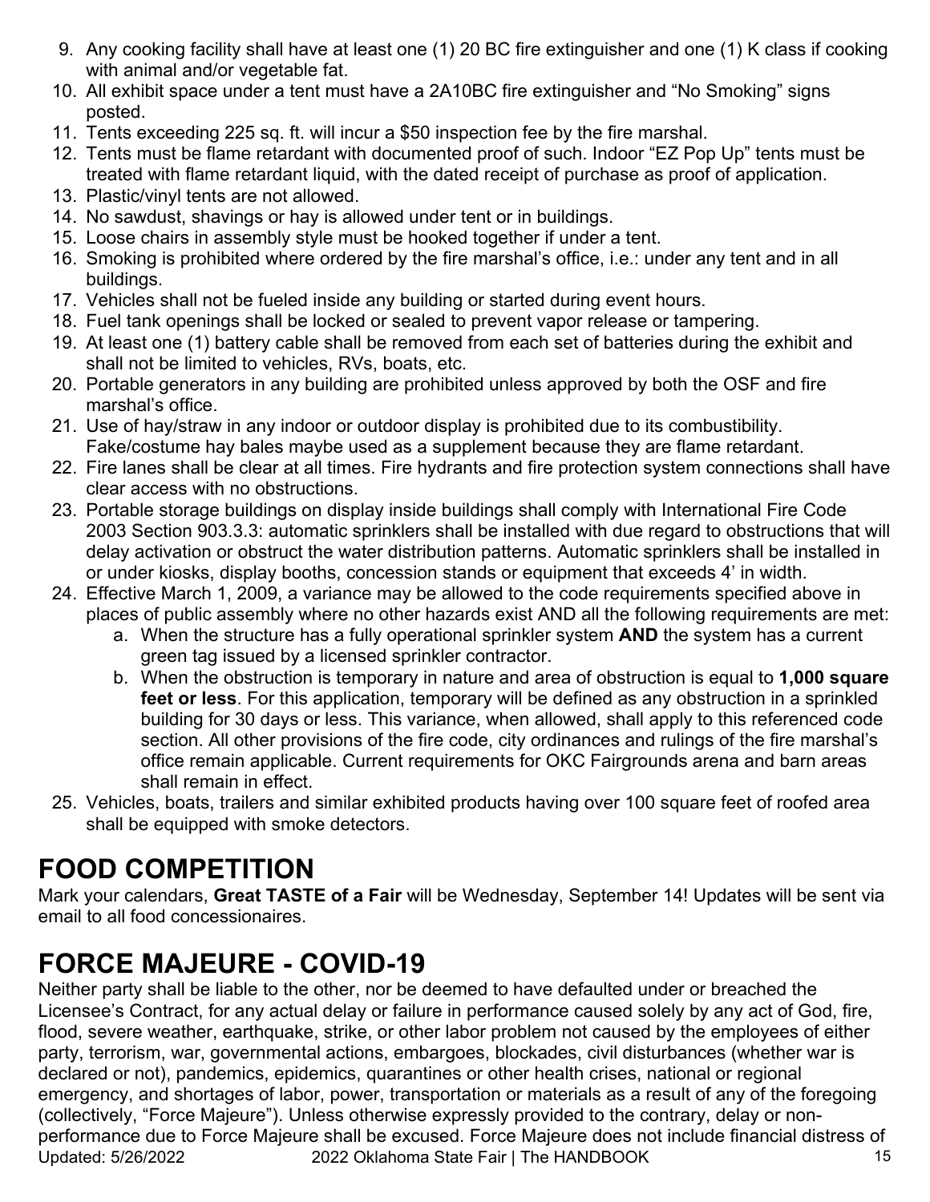9. Any cooking facility shall have at least one (1) 20 BC fire extinguisher and one (1) K class if cooking with animal and/or vegetable fat.
10. All exhibit space under a tent must have a 2A10BC fire extinguisher and "No Smoking" signs posted.
11. Tents exceeding 225 sq. ft. will incur a $50 inspection fee by the fire marshal.
12. Tents must be flame retardant with documented proof of such. Indoor "EZ Pop Up" tents must be treated with flame retardant liquid, with the dated receipt of purchase as proof of application.
13. Plastic/vinyl tents are not allowed.
14. No sawdust, shavings or hay is allowed under tent or in buildings.
15. Loose chairs in assembly style must be hooked together if under a tent.
16. Smoking is prohibited where ordered by the fire marshal's office, i.e.: under any tent and in all buildings.
17. Vehicles shall not be fueled inside any building or started during event hours.
18. Fuel tank openings shall be locked or sealed to prevent vapor release or tampering.
19. At least one (1) battery cable shall be removed from each set of batteries during the exhibit and shall not be limited to vehicles, RVs, boats, etc.
20. Portable generators in any building are prohibited unless approved by both the OSF and fire marshal's office.
21. Use of hay/straw in any indoor or outdoor display is prohibited due to its combustibility. Fake/costume hay bales maybe used as a supplement because they are flame retardant.
22. Fire lanes shall be clear at all times. Fire hydrants and fire protection system connections shall have clear access with no obstructions.
23. Portable storage buildings on display inside buildings shall comply with International Fire Code 2003 Section 903.3.3: automatic sprinklers shall be installed with due regard to obstructions that will delay activation or obstruct the water distribution patterns. Automatic sprinklers shall be installed in or under kiosks, display booths, concession stands or equipment that exceeds 4' in width.
24. Effective March 1, 2009, a variance may be allowed to the code requirements specified above in places of public assembly where no other hazards exist AND all the following requirements are met:
    a. When the structure has a fully operational sprinkler system **AND** the system has a current green tag issued by a licensed sprinkler contractor.
    b. When the obstruction is temporary in nature and area of obstruction is equal to **1,000 square feet or less**. For this application, temporary will be defined as any obstruction in a sprinkled building for 30 days or less. This variance, when allowed, shall apply to this referenced code section. All other provisions of the fire code, city ordinances and rulings of the fire marshal's office remain applicable. Current requirements for OKC Fairgrounds arena and barn areas shall remain in effect.
25. Vehicles, boats, trailers and similar exhibited products having over 100 square feet of roofed area shall be equipped with smoke detectors.

# FOOD COMPETITION

Mark your calendars, **Great TASTE of a Fair** will be Wednesday, September 14! Updates will be sent via email to all food concessionaires.

# FORCE MAJEURE - COVID-19

Neither party shall be liable to the other, nor be deemed to have defaulted under or breached the Licensee's Contract, for any actual delay or failure in performance caused solely by any act of God, fire, flood, severe weather, earthquake, strike, or other labor problem not caused by the employees of either party, terrorism, war, governmental actions, embargoes, blockades, civil disturbances (whether war is declared or not), pandemics, epidemics, quarantines or other health crises, national or regional emergency, and shortages of labor, power, transportation or materials as a result of any of the foregoing (collectively, "Force Majeure"). Unless otherwise expressly provided to the contrary, delay or non-performance due to Force Majeure shall be excused. Force Majeure does not include financial distress of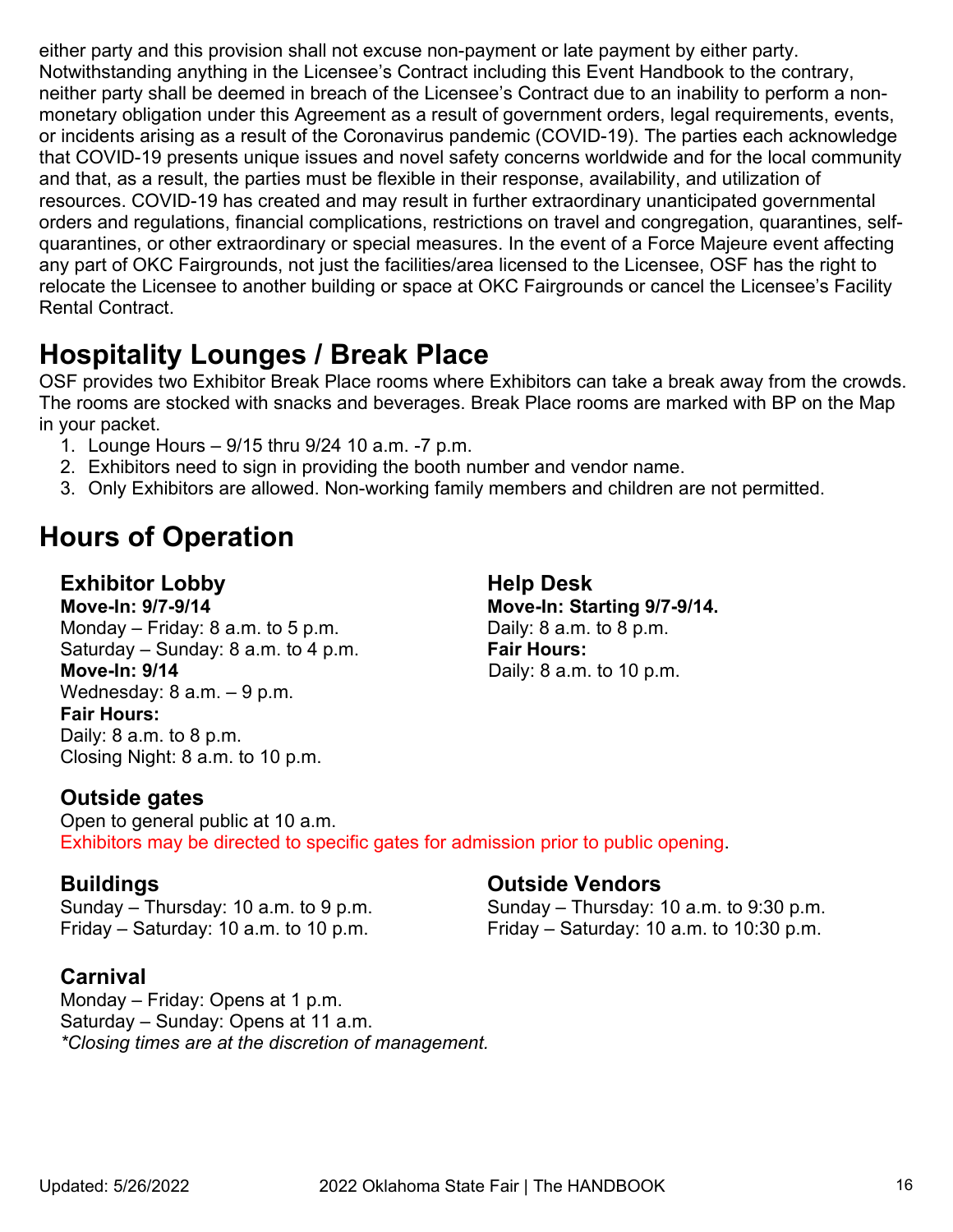either party and this provision shall not excuse non-payment or late payment by either party. Notwithstanding anything in the Licensee's Contract including this Event Handbook to the contrary, neither party shall be deemed in breach of the Licensee's Contract due to an inability to perform a non-monetary obligation under this Agreement as a result of government orders, legal requirements, events, or incidents arising as a result of the Coronavirus pandemic (COVID-19). The parties each acknowledge that COVID-19 presents unique issues and novel safety concerns worldwide and for the local community and that, as a result, the parties must be flexible in their response, availability, and utilization of resources. COVID-19 has created and may result in further extraordinary unanticipated governmental orders and regulations, financial complications, restrictions on travel and congregation, quarantines, self-quarantines, or other extraordinary or special measures. In the event of a Force Majeure event affecting any part of OKC Fairgrounds, not just the facilities/area licensed to the Licensee, OSF has the right to relocate the Licensee to another building or space at OKC Fairgrounds or cancel the Licensee's Facility Rental Contract.

## Hospitality Lounges / Break Place

OSF provides two Exhibitor Break Place rooms where Exhibitors can take a break away from the crowds. The rooms are stocked with snacks and beverages. Break Place rooms are marked with BP on the Map in your packet.

1. Lounge Hours – 9/15 thru 9/24 10 a.m. -7 p.m.
2. Exhibitors need to sign in providing the booth number and vendor name.
3. Only Exhibitors are allowed. Non-working family members and children are not permitted.

## Hours of Operation

### Exhibitor Lobby

**Move-In: 9/7-9/14**
Monday – Friday: 8 a.m. to 5 p.m.
Saturday – Sunday: 8 a.m. to 4 p.m.
**Move-In: 9/14**
Wednesday: 8 a.m. – 9 p.m.
**Fair Hours:**
Daily: 8 a.m. to 8 p.m.
Closing Night: 8 a.m. to 10 p.m.

### Help Desk

**Move-In: Starting 9/7-9/14.**
Daily: 8 a.m. to 8 p.m.
**Fair Hours:**
Daily: 8 a.m. to 10 p.m.

### Outside gates

Open to general public at 10 a.m.
Exhibitors may be directed to specific gates for admission prior to public opening.

### Buildings

Sunday – Thursday: 10 a.m. to 9 p.m.
Friday – Saturday: 10 a.m. to 10 p.m.

### Outside Vendors

Sunday – Thursday: 10 a.m. to 9:30 p.m.
Friday – Saturday: 10 a.m. to 10:30 p.m.

### Carnival

Monday – Friday: Opens at 1 p.m.
Saturday – Sunday: Opens at 11 a.m.
*\*Closing times are at the discretion of management.*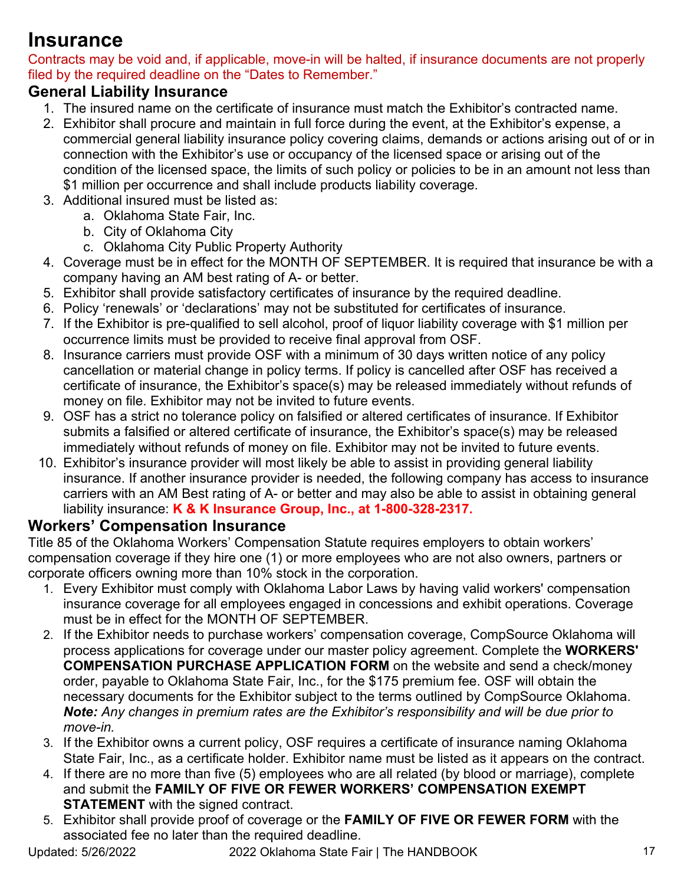# Insurance

Contracts may be void and, if applicable, move-in will be halted, if insurance documents are not properly filed by the required deadline on the "Dates to Remember."

## General Liability Insurance

1. The insured name on the certificate of insurance must match the Exhibitor's contracted name.
2. Exhibitor shall procure and maintain in full force during the event, at the Exhibitor's expense, a commercial general liability insurance policy covering claims, demands or actions arising out of or in connection with the Exhibitor's use or occupancy of the licensed space or arising out of the condition of the licensed space, the limits of such policy or policies to be in an amount not less than $1 million per occurrence and shall include products liability coverage.
3. Additional insured must be listed as:
   a. Oklahoma State Fair, Inc.
   b. City of Oklahoma City
   c. Oklahoma City Public Property Authority
4. Coverage must be in effect for the MONTH OF SEPTEMBER. It is required that insurance be with a company having an AM best rating of A- or better.
5. Exhibitor shall provide satisfactory certificates of insurance by the required deadline.
6. Policy 'renewals' or 'declarations' may not be substituted for certificates of insurance.
7. If the Exhibitor is pre-qualified to sell alcohol, proof of liquor liability coverage with $1 million per occurrence limits must be provided to receive final approval from OSF.
8. Insurance carriers must provide OSF with a minimum of 30 days written notice of any policy cancellation or material change in policy terms. If policy is cancelled after OSF has received a certificate of insurance, the Exhibitor's space(s) may be released immediately without refunds of money on file. Exhibitor may not be invited to future events.
9. OSF has a strict no tolerance policy on falsified or altered certificates of insurance. If Exhibitor submits a falsified or altered certificate of insurance, the Exhibitor's space(s) may be released immediately without refunds of money on file. Exhibitor may not be invited to future events.
10. Exhibitor's insurance provider will most likely be able to assist in providing general liability insurance. If another insurance provider is needed, the following company has access to insurance carriers with an AM Best rating of A- or better and may also be able to assist in obtaining general liability insurance: **K & K Insurance Group, Inc., at 1-800-328-2317.**

## Workers' Compensation Insurance

Title 85 of the Oklahoma Workers' Compensation Statute requires employers to obtain workers' compensation coverage if they hire one (1) or more employees who are not also owners, partners or corporate officers owning more than 10% stock in the corporation.

1. Every Exhibitor must comply with Oklahoma Labor Laws by having valid workers' compensation insurance coverage for all employees engaged in concessions and exhibit operations. Coverage must be in effect for the MONTH OF SEPTEMBER.
2. If the Exhibitor needs to purchase workers' compensation coverage, CompSource Oklahoma will process applications for coverage under our master policy agreement. Complete the **WORKERS' COMPENSATION PURCHASE APPLICATION FORM** on the website and send a check/money order, payable to Oklahoma State Fair, Inc., for the $175 premium fee. OSF will obtain the necessary documents for the Exhibitor subject to the terms outlined by CompSource Oklahoma. ***Note:*** *Any changes in premium rates are the Exhibitor's responsibility and will be due prior to move-in.*
3. If the Exhibitor owns a current policy, OSF requires a certificate of insurance naming Oklahoma State Fair, Inc., as a certificate holder. Exhibitor name must be listed as it appears on the contract.
4. If there are no more than five (5) employees who are all related (by blood or marriage), complete and submit the **FAMILY OF FIVE OR FEWER WORKERS' COMPENSATION EXEMPT STATEMENT** with the signed contract.
5. Exhibitor shall provide proof of coverage or the **FAMILY OF FIVE OR FEWER FORM** with the associated fee no later than the required deadline.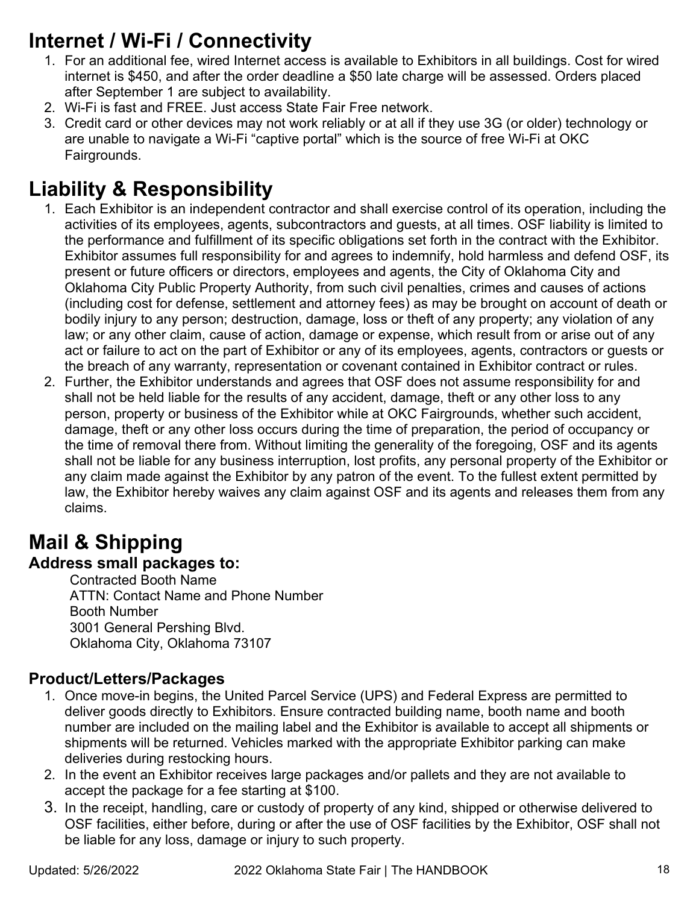# Internet / Wi-Fi / Connectivity

1. For an additional fee, wired Internet access is available to Exhibitors in all buildings. Cost for wired internet is $450, and after the order deadline a $50 late charge will be assessed. Orders placed after September 1 are subject to availability.
2. Wi-Fi is fast and FREE. Just access State Fair Free network.
3. Credit card or other devices may not work reliably or at all if they use 3G (or older) technology or are unable to navigate a Wi-Fi "captive portal" which is the source of free Wi-Fi at OKC Fairgrounds.

# Liability & Responsibility

1. Each Exhibitor is an independent contractor and shall exercise control of its operation, including the activities of its employees, agents, subcontractors and guests, at all times. OSF liability is limited to the performance and fulfillment of its specific obligations set forth in the contract with the Exhibitor. Exhibitor assumes full responsibility for and agrees to indemnify, hold harmless and defend OSF, its present or future officers or directors, employees and agents, the City of Oklahoma City and Oklahoma City Public Property Authority, from such civil penalties, crimes and causes of actions (including cost for defense, settlement and attorney fees) as may be brought on account of death or bodily injury to any person; destruction, damage, loss or theft of any property; any violation of any law; or any other claim, cause of action, damage or expense, which result from or arise out of any act or failure to act on the part of Exhibitor or any of its employees, agents, contractors or guests or the breach of any warranty, representation or covenant contained in Exhibitor contract or rules.
2. Further, the Exhibitor understands and agrees that OSF does not assume responsibility for and shall not be held liable for the results of any accident, damage, theft or any other loss to any person, property or business of the Exhibitor while at OKC Fairgrounds, whether such accident, damage, theft or any other loss occurs during the time of preparation, the period of occupancy or the time of removal there from. Without limiting the generality of the foregoing, OSF and its agents shall not be liable for any business interruption, lost profits, any personal property of the Exhibitor or any claim made against the Exhibitor by any patron of the event. To the fullest extent permitted by law, the Exhibitor hereby waives any claim against OSF and its agents and releases them from any claims.

# Mail & Shipping

## Address small packages to:

Contracted Booth Name
ATTN: Contact Name and Phone Number
Booth Number
3001 General Pershing Blvd.
Oklahoma City, Oklahoma 73107

## Product/Letters/Packages

1. Once move-in begins, the United Parcel Service (UPS) and Federal Express are permitted to deliver goods directly to Exhibitors. Ensure contracted building name, booth name and booth number are included on the mailing label and the Exhibitor is available to accept all shipments or shipments will be returned. Vehicles marked with the appropriate Exhibitor parking can make deliveries during restocking hours.
2. In the event an Exhibitor receives large packages and/or pallets and they are not available to accept the package for a fee starting at $100.
3. In the receipt, handling, care or custody of property of any kind, shipped or otherwise delivered to OSF facilities, either before, during or after the use of OSF facilities by the Exhibitor, OSF shall not be liable for any loss, damage or injury to such property.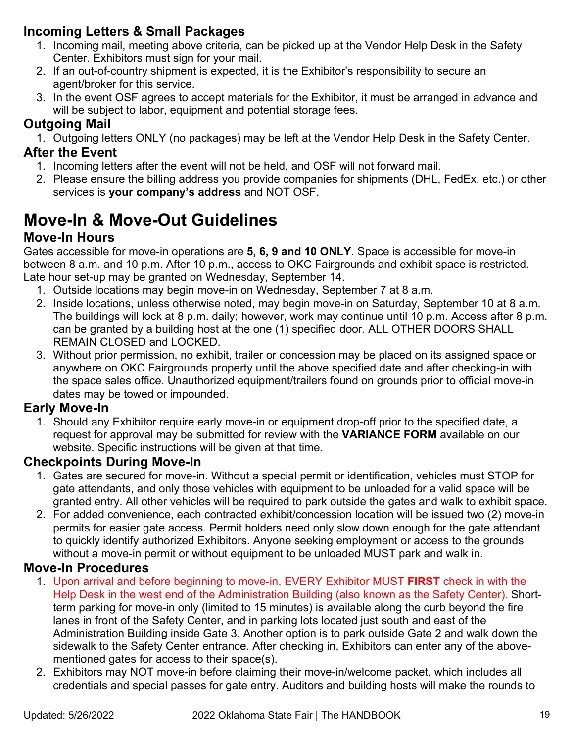### Incoming Letters & Small Packages

1. Incoming mail, meeting above criteria, can be picked up at the Vendor Help Desk in the Safety Center. Exhibitors must sign for your mail.
2. If an out-of-country shipment is expected, it is the Exhibitor's responsibility to secure an agent/broker for this service.
3. In the event OSF agrees to accept materials for the Exhibitor, it must be arranged in advance and will be subject to labor, equipment and potential storage fees.

### Outgoing Mail

1. Outgoing letters ONLY (no packages) may be left at the Vendor Help Desk in the Safety Center.

### After the Event

1. Incoming letters after the event will not be held, and OSF will not forward mail.
2. Please ensure the billing address you provide companies for shipments (DHL, FedEx, etc.) or other services is **your company's address** and NOT OSF.

## Move-In & Move-Out Guidelines

### Move-In Hours

Gates accessible for move-in operations are **5, 6, 9 and 10 ONLY**. Space is accessible for move-in between 8 a.m. and 10 p.m. After 10 p.m., access to OKC Fairgrounds and exhibit space is restricted. Late hour set-up may be granted on Wednesday, September 14.

1. Outside locations may begin move-in on Wednesday, September 7 at 8 a.m.
2. Inside locations, unless otherwise noted, may begin move-in on Saturday, September 10 at 8 a.m. The buildings will lock at 8 p.m. daily; however, work may continue until 10 p.m. Access after 8 p.m. can be granted by a building host at the one (1) specified door. ALL OTHER DOORS SHALL REMAIN CLOSED and LOCKED.
3. Without prior permission, no exhibit, trailer or concession may be placed on its assigned space or anywhere on OKC Fairgrounds property until the above specified date and after checking-in with the space sales office. Unauthorized equipment/trailers found on grounds prior to official move-in dates may be towed or impounded.

### Early Move-In

1. Should any Exhibitor require early move-in or equipment drop-off prior to the specified date, a request for approval may be submitted for review with the **VARIANCE FORM** available on our website. Specific instructions will be given at that time.

### Checkpoints During Move-In

1. Gates are secured for move-in. Without a special permit or identification, vehicles must STOP for gate attendants, and only those vehicles with equipment to be unloaded for a valid space will be granted entry. All other vehicles will be required to park outside the gates and walk to exhibit space.
2. For added convenience, each contracted exhibit/concession location will be issued two (2) move-in permits for easier gate access. Permit holders need only slow down enough for the gate attendant to quickly identify authorized Exhibitors. Anyone seeking employment or access to the grounds without a move-in permit or without equipment to be unloaded MUST park and walk in.

### Move-In Procedures

1. Upon arrival and before beginning to move-in, EVERY Exhibitor MUST **FIRST** check in with the Help Desk in the west end of the Administration Building (also known as the Safety Center). Short-term parking for move-in only (limited to 15 minutes) is available along the curb beyond the fire lanes in front of the Safety Center, and in parking lots located just south and east of the Administration Building inside Gate 3. Another option is to park outside Gate 2 and walk down the sidewalk to the Safety Center entrance. After checking in, Exhibitors can enter any of the above-mentioned gates for access to their space(s).
2. Exhibitors may NOT move-in before claiming their move-in/welcome packet, which includes all credentials and special passes for gate entry. Auditors and building hosts will make the rounds to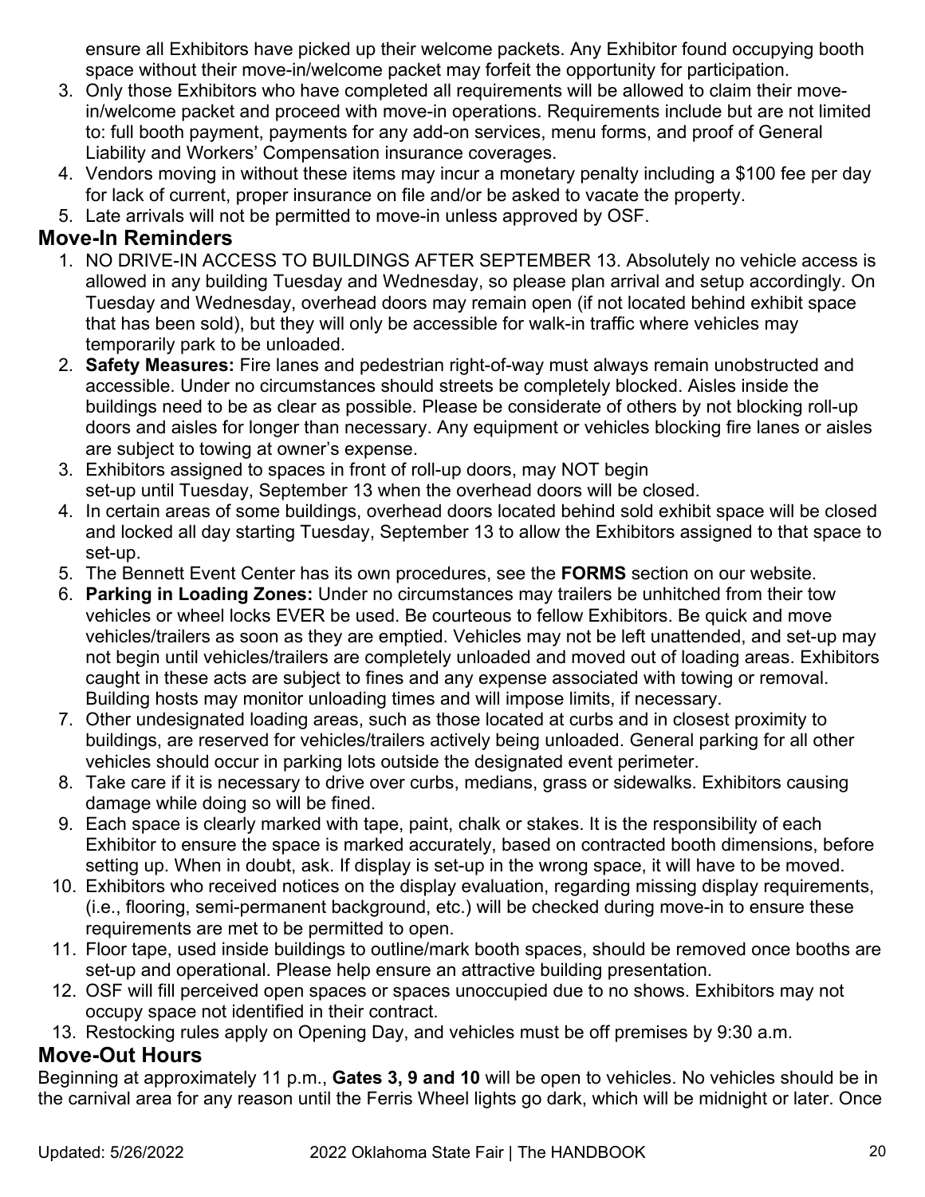ensure all Exhibitors have picked up their welcome packets. Any Exhibitor found occupying booth space without their move-in/welcome packet may forfeit the opportunity for participation.

3. Only those Exhibitors who have completed all requirements will be allowed to claim their move-in/welcome packet and proceed with move-in operations. Requirements include but are not limited to: full booth payment, payments for any add-on services, menu forms, and proof of General Liability and Workers' Compensation insurance coverages.
4. Vendors moving in without these items may incur a monetary penalty including a $100 fee per day for lack of current, proper insurance on file and/or be asked to vacate the property.
5. Late arrivals will not be permitted to move-in unless approved by OSF.

## Move-In Reminders

1. NO DRIVE-IN ACCESS TO BUILDINGS AFTER SEPTEMBER 13. Absolutely no vehicle access is allowed in any building Tuesday and Wednesday, so please plan arrival and setup accordingly. On Tuesday and Wednesday, overhead doors may remain open (if not located behind exhibit space that has been sold), but they will only be accessible for walk-in traffic where vehicles may temporarily park to be unloaded.
2. **Safety Measures:** Fire lanes and pedestrian right-of-way must always remain unobstructed and accessible. Under no circumstances should streets be completely blocked. Aisles inside the buildings need to be as clear as possible. Please be considerate of others by not blocking roll-up doors and aisles for longer than necessary. Any equipment or vehicles blocking fire lanes or aisles are subject to towing at owner's expense.
3. Exhibitors assigned to spaces in front of roll-up doors, may NOT begin set-up until Tuesday, September 13 when the overhead doors will be closed.
4. In certain areas of some buildings, overhead doors located behind sold exhibit space will be closed and locked all day starting Tuesday, September 13 to allow the Exhibitors assigned to that space to set-up.
5. The Bennett Event Center has its own procedures, see the **FORMS** section on our website.
6. **Parking in Loading Zones:** Under no circumstances may trailers be unhitched from their tow vehicles or wheel locks EVER be used. Be courteous to fellow Exhibitors. Be quick and move vehicles/trailers as soon as they are emptied. Vehicles may not be left unattended, and set-up may not begin until vehicles/trailers are completely unloaded and moved out of loading areas. Exhibitors caught in these acts are subject to fines and any expense associated with towing or removal. Building hosts may monitor unloading times and will impose limits, if necessary.
7. Other undesignated loading areas, such as those located at curbs and in closest proximity to buildings, are reserved for vehicles/trailers actively being unloaded. General parking for all other vehicles should occur in parking lots outside the designated event perimeter.
8. Take care if it is necessary to drive over curbs, medians, grass or sidewalks. Exhibitors causing damage while doing so will be fined.
9. Each space is clearly marked with tape, paint, chalk or stakes. It is the responsibility of each Exhibitor to ensure the space is marked accurately, based on contracted booth dimensions, before setting up. When in doubt, ask. If display is set-up in the wrong space, it will have to be moved.
10. Exhibitors who received notices on the display evaluation, regarding missing display requirements, (i.e., flooring, semi-permanent background, etc.) will be checked during move-in to ensure these requirements are met to be permitted to open.
11. Floor tape, used inside buildings to outline/mark booth spaces, should be removed once booths are set-up and operational. Please help ensure an attractive building presentation.
12. OSF will fill perceived open spaces or spaces unoccupied due to no shows. Exhibitors may not occupy space not identified in their contract.
13. Restocking rules apply on Opening Day, and vehicles must be off premises by 9:30 a.m.

## Move-Out Hours

Beginning at approximately 11 p.m., **Gates 3, 9 and 10** will be open to vehicles. No vehicles should be in the carnival area for any reason until the Ferris Wheel lights go dark, which will be midnight or later. Once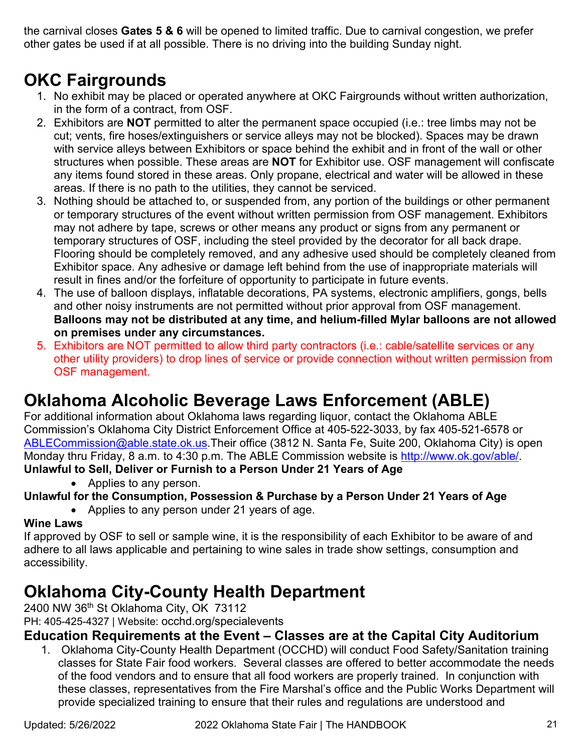the carnival closes **Gates 5 & 6** will be opened to limited traffic. Due to carnival congestion, we prefer other gates be used if at all possible. There is no driving into the building Sunday night.

# OKC Fairgrounds

1. No exhibit may be placed or operated anywhere at OKC Fairgrounds without written authorization, in the form of a contract, from OSF.
2. Exhibitors are **NOT** permitted to alter the permanent space occupied (i.e.: tree limbs may not be cut; vents, fire hoses/extinguishers or service alleys may not be blocked). Spaces may be drawn with service alleys between Exhibitors or space behind the exhibit and in front of the wall or other structures when possible. These areas are **NOT** for Exhibitor use. OSF management will confiscate any items found stored in these areas. Only propane, electrical and water will be allowed in these areas. If there is no path to the utilities, they cannot be serviced.
3. Nothing should be attached to, or suspended from, any portion of the buildings or other permanent or temporary structures of the event without written permission from OSF management. Exhibitors may not adhere by tape, screws or other means any product or signs from any permanent or temporary structures of OSF, including the steel provided by the decorator for all back drape. Flooring should be completely removed, and any adhesive used should be completely cleaned from Exhibitor space. Any adhesive or damage left behind from the use of inappropriate materials will result in fines and/or the forfeiture of opportunity to participate in future events.
4. The use of balloon displays, inflatable decorations, PA systems, electronic amplifiers, gongs, bells and other noisy instruments are not permitted without prior approval from OSF management. **Balloons may not be distributed at any time, and helium-filled Mylar balloons are not allowed on premises under any circumstances.**
5. Exhibitors are NOT permitted to allow third party contractors (i.e.: cable/satellite services or any other utility providers) to drop lines of service or provide connection without written permission from OSF management.

# Oklahoma Alcoholic Beverage Laws Enforcement (ABLE)

For additional information about Oklahoma laws regarding liquor, contact the Oklahoma ABLE Commission's Oklahoma City District Enforcement Office at 405-522-3033, by fax 405-521-6578 or ABLECommission@able.state.ok.us.Their office (3812 N. Santa Fe, Suite 200, Oklahoma City) is open Monday thru Friday, 8 a.m. to 4:30 p.m. The ABLE Commission website is http://www.ok.gov/able/.

**Unlawful to Sell, Deliver or Furnish to a Person Under 21 Years of Age**

- Applies to any person.

**Unlawful for the Consumption, Possession & Purchase by a Person Under 21 Years of Age**

- Applies to any person under 21 years of age.

**Wine Laws**

If approved by OSF to sell or sample wine, it is the responsibility of each Exhibitor to be aware of and adhere to all laws applicable and pertaining to wine sales in trade show settings, consumption and accessibility.

# Oklahoma City-County Health Department

2400 NW 36th St Oklahoma City, OK 73112
PH: 405-425-4327 | Website: occhd.org/specialevents

## Education Requirements at the Event – Classes are at the Capital City Auditorium

1. Oklahoma City-County Health Department (OCCHD) will conduct Food Safety/Sanitation training classes for State Fair food workers. Several classes are offered to better accommodate the needs of the food vendors and to ensure that all food workers are properly trained. In conjunction with these classes, representatives from the Fire Marshal's office and the Public Works Department will provide specialized training to ensure that their rules and regulations are understood and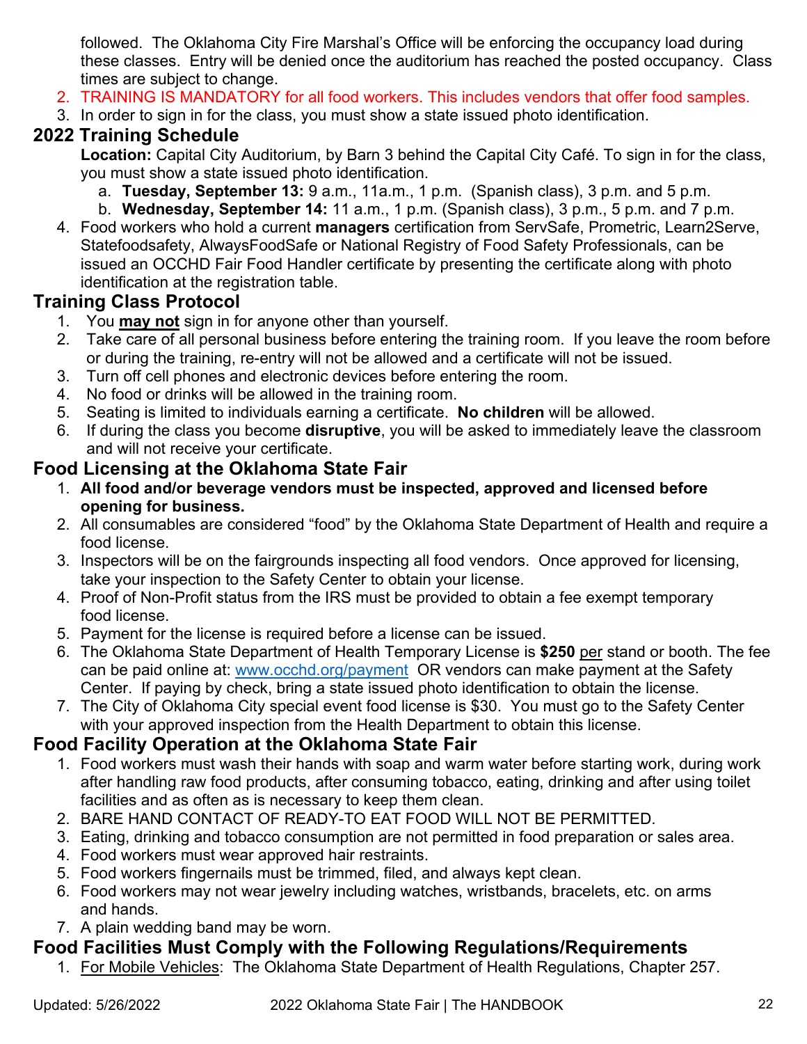followed. The Oklahoma City Fire Marshal's Office will be enforcing the occupancy load during these classes. Entry will be denied once the auditorium has reached the posted occupancy. Class times are subject to change.

2. TRAINING IS MANDATORY for all food workers. This includes vendors that offer food samples.
3. In order to sign in for the class, you must show a state issued photo identification.

## 2022 Training Schedule

**Location:** Capital City Auditorium, by Barn 3 behind the Capital City Café. To sign in for the class, you must show a state issued photo identification.

a. **Tuesday, September 13:** 9 a.m., 11a.m., 1 p.m. (Spanish class), 3 p.m. and 5 p.m.
b. **Wednesday, September 14:** 11 a.m., 1 p.m. (Spanish class), 3 p.m., 5 p.m. and 7 p.m.

4. Food workers who hold a current **managers** certification from ServSafe, Prometric, Learn2Serve, Statefoodsafety, AlwaysFoodSafe or National Registry of Food Safety Professionals, can be issued an OCCHD Fair Food Handler certificate by presenting the certificate along with photo identification at the registration table.

## Training Class Protocol

1. You **may not** sign in for anyone other than yourself.
2. Take care of all personal business before entering the training room. If you leave the room before or during the training, re-entry will not be allowed and a certificate will not be issued.
3. Turn off cell phones and electronic devices before entering the room.
4. No food or drinks will be allowed in the training room.
5. Seating is limited to individuals earning a certificate. **No children** will be allowed.
6. If during the class you become **disruptive**, you will be asked to immediately leave the classroom and will not receive your certificate.

## Food Licensing at the Oklahoma State Fair

1. **All food and/or beverage vendors must be inspected, approved and licensed before opening for business.**
2. All consumables are considered "food" by the Oklahoma State Department of Health and require a food license.
3. Inspectors will be on the fairgrounds inspecting all food vendors. Once approved for licensing, take your inspection to the Safety Center to obtain your license.
4. Proof of Non-Profit status from the IRS must be provided to obtain a fee exempt temporary food license.
5. Payment for the license is required before a license can be issued.
6. The Oklahoma State Department of Health Temporary License is **$250** per stand or booth. The fee can be paid online at: www.occhd.org/payment OR vendors can make payment at the Safety Center. If paying by check, bring a state issued photo identification to obtain the license.
7. The City of Oklahoma City special event food license is $30. You must go to the Safety Center with your approved inspection from the Health Department to obtain this license.

## Food Facility Operation at the Oklahoma State Fair

1. Food workers must wash their hands with soap and warm water before starting work, during work after handling raw food products, after consuming tobacco, eating, drinking and after using toilet facilities and as often as is necessary to keep them clean.
2. BARE HAND CONTACT OF READY-TO EAT FOOD WILL NOT BE PERMITTED.
3. Eating, drinking and tobacco consumption are not permitted in food preparation or sales area.
4. Food workers must wear approved hair restraints.
5. Food workers fingernails must be trimmed, filed, and always kept clean.
6. Food workers may not wear jewelry including watches, wristbands, bracelets, etc. on arms and hands.
7. A plain wedding band may be worn.

## Food Facilities Must Comply with the Following Regulations/Requirements

1. For Mobile Vehicles: The Oklahoma State Department of Health Regulations, Chapter 257.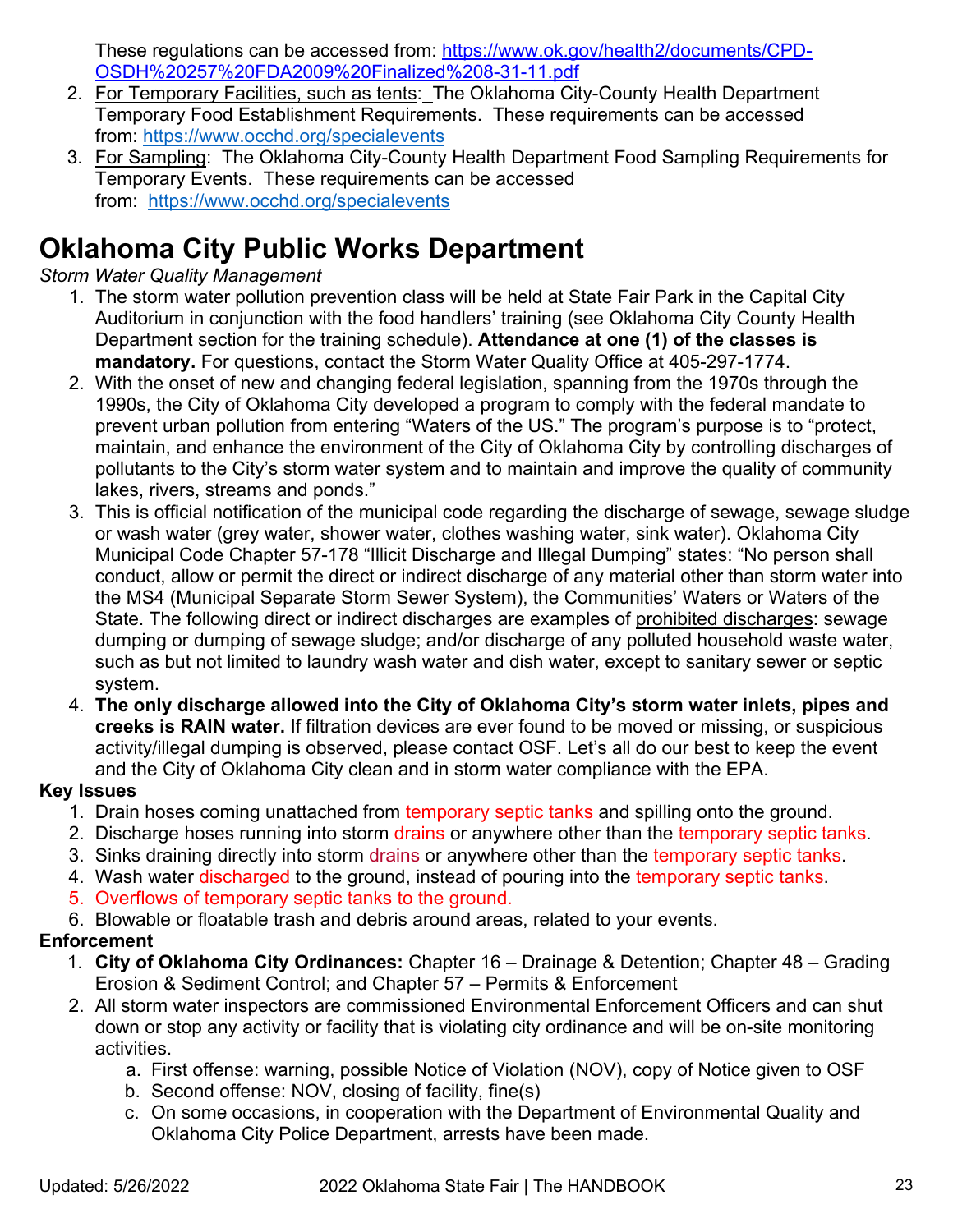These regulations can be accessed from: https://www.ok.gov/health2/documents/CPD-OSDH%20257%20FDA2009%20Finalized%208-31-11.pdf

2. For Temporary Facilities, such as tents: The Oklahoma City-County Health Department Temporary Food Establishment Requirements. These requirements can be accessed from: https://www.occhd.org/specialevents
3. For Sampling: The Oklahoma City-County Health Department Food Sampling Requirements for Temporary Events. These requirements can be accessed from: https://www.occhd.org/specialevents

# Oklahoma City Public Works Department

*Storm Water Quality Management*

1. The storm water pollution prevention class will be held at State Fair Park in the Capital City Auditorium in conjunction with the food handlers' training (see Oklahoma City County Health Department section for the training schedule). **Attendance at one (1) of the classes is mandatory.** For questions, contact the Storm Water Quality Office at 405-297-1774.
2. With the onset of new and changing federal legislation, spanning from the 1970s through the 1990s, the City of Oklahoma City developed a program to comply with the federal mandate to prevent urban pollution from entering "Waters of the US." The program's purpose is to "protect, maintain, and enhance the environment of the City of Oklahoma City by controlling discharges of pollutants to the City's storm water system and to maintain and improve the quality of community lakes, rivers, streams and ponds."
3. This is official notification of the municipal code regarding the discharge of sewage, sewage sludge or wash water (grey water, shower water, clothes washing water, sink water). Oklahoma City Municipal Code Chapter 57-178 "Illicit Discharge and Illegal Dumping" states: "No person shall conduct, allow or permit the direct or indirect discharge of any material other than storm water into the MS4 (Municipal Separate Storm Sewer System), the Communities' Waters or Waters of the State. The following direct or indirect discharges are examples of prohibited discharges: sewage dumping or dumping of sewage sludge; and/or discharge of any polluted household waste water, such as but not limited to laundry wash water and dish water, except to sanitary sewer or septic system.
4. **The only discharge allowed into the City of Oklahoma City's storm water inlets, pipes and creeks is RAIN water.** If filtration devices are ever found to be moved or missing, or suspicious activity/illegal dumping is observed, please contact OSF. Let's all do our best to keep the event and the City of Oklahoma City clean and in storm water compliance with the EPA.

**Key Issues**

1. Drain hoses coming unattached from temporary septic tanks and spilling onto the ground.
2. Discharge hoses running into storm drains or anywhere other than the temporary septic tanks.
3. Sinks draining directly into storm drains or anywhere other than the temporary septic tanks.
4. Wash water discharged to the ground, instead of pouring into the temporary septic tanks.
5. Overflows of temporary septic tanks to the ground.
6. Blowable or floatable trash and debris around areas, related to your events.

**Enforcement**

1. **City of Oklahoma City Ordinances:** Chapter 16 – Drainage & Detention; Chapter 48 – Grading Erosion & Sediment Control; and Chapter 57 – Permits & Enforcement
2. All storm water inspectors are commissioned Environmental Enforcement Officers and can shut down or stop any activity or facility that is violating city ordinance and will be on-site monitoring activities.
   a. First offense: warning, possible Notice of Violation (NOV), copy of Notice given to OSF
   b. Second offense: NOV, closing of facility, fine(s)
   c. On some occasions, in cooperation with the Department of Environmental Quality and Oklahoma City Police Department, arrests have been made.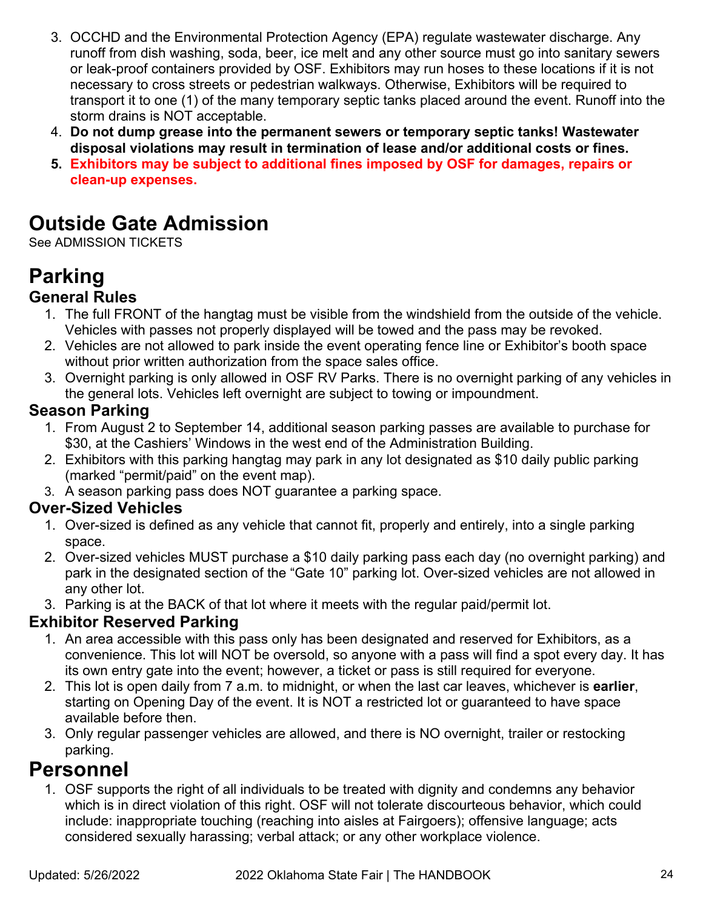3. OCCHD and the Environmental Protection Agency (EPA) regulate wastewater discharge. Any runoff from dish washing, soda, beer, ice melt and any other source must go into sanitary sewers or leak-proof containers provided by OSF. Exhibitors may run hoses to these locations if it is not necessary to cross streets or pedestrian walkways. Otherwise, Exhibitors will be required to transport it to one (1) of the many temporary septic tanks placed around the event. Runoff into the storm drains is NOT acceptable.
4. **Do not dump grease into the permanent sewers or temporary septic tanks! Wastewater disposal violations may result in termination of lease and/or additional costs or fines.**
5. **Exhibitors may be subject to additional fines imposed by OSF for damages, repairs or clean-up expenses.**

# Outside Gate Admission

See ADMISSION TICKETS

# Parking

## General Rules

1. The full FRONT of the hangtag must be visible from the windshield from the outside of the vehicle. Vehicles with passes not properly displayed will be towed and the pass may be revoked.
2. Vehicles are not allowed to park inside the event operating fence line or Exhibitor's booth space without prior written authorization from the space sales office.
3. Overnight parking is only allowed in OSF RV Parks. There is no overnight parking of any vehicles in the general lots. Vehicles left overnight are subject to towing or impoundment.

## Season Parking

1. From August 2 to September 14, additional season parking passes are available to purchase for $30, at the Cashiers' Windows in the west end of the Administration Building.
2. Exhibitors with this parking hangtag may park in any lot designated as $10 daily public parking (marked "permit/paid" on the event map).
3. A season parking pass does NOT guarantee a parking space.

## Over-Sized Vehicles

1. Over-sized is defined as any vehicle that cannot fit, properly and entirely, into a single parking space.
2. Over-sized vehicles MUST purchase a $10 daily parking pass each day (no overnight parking) and park in the designated section of the "Gate 10" parking lot. Over-sized vehicles are not allowed in any other lot.
3. Parking is at the BACK of that lot where it meets with the regular paid/permit lot.

## Exhibitor Reserved Parking

1. An area accessible with this pass only has been designated and reserved for Exhibitors, as a convenience. This lot will NOT be oversold, so anyone with a pass will find a spot every day. It has its own entry gate into the event; however, a ticket or pass is still required for everyone.
2. This lot is open daily from 7 a.m. to midnight, or when the last car leaves, whichever is **earlier**, starting on Opening Day of the event. It is NOT a restricted lot or guaranteed to have space available before then.
3. Only regular passenger vehicles are allowed, and there is NO overnight, trailer or restocking parking.

# Personnel

1. OSF supports the right of all individuals to be treated with dignity and condemns any behavior which is in direct violation of this right. OSF will not tolerate discourteous behavior, which could include: inappropriate touching (reaching into aisles at Fairgoers); offensive language; acts considered sexually harassing; verbal attack; or any other workplace violence.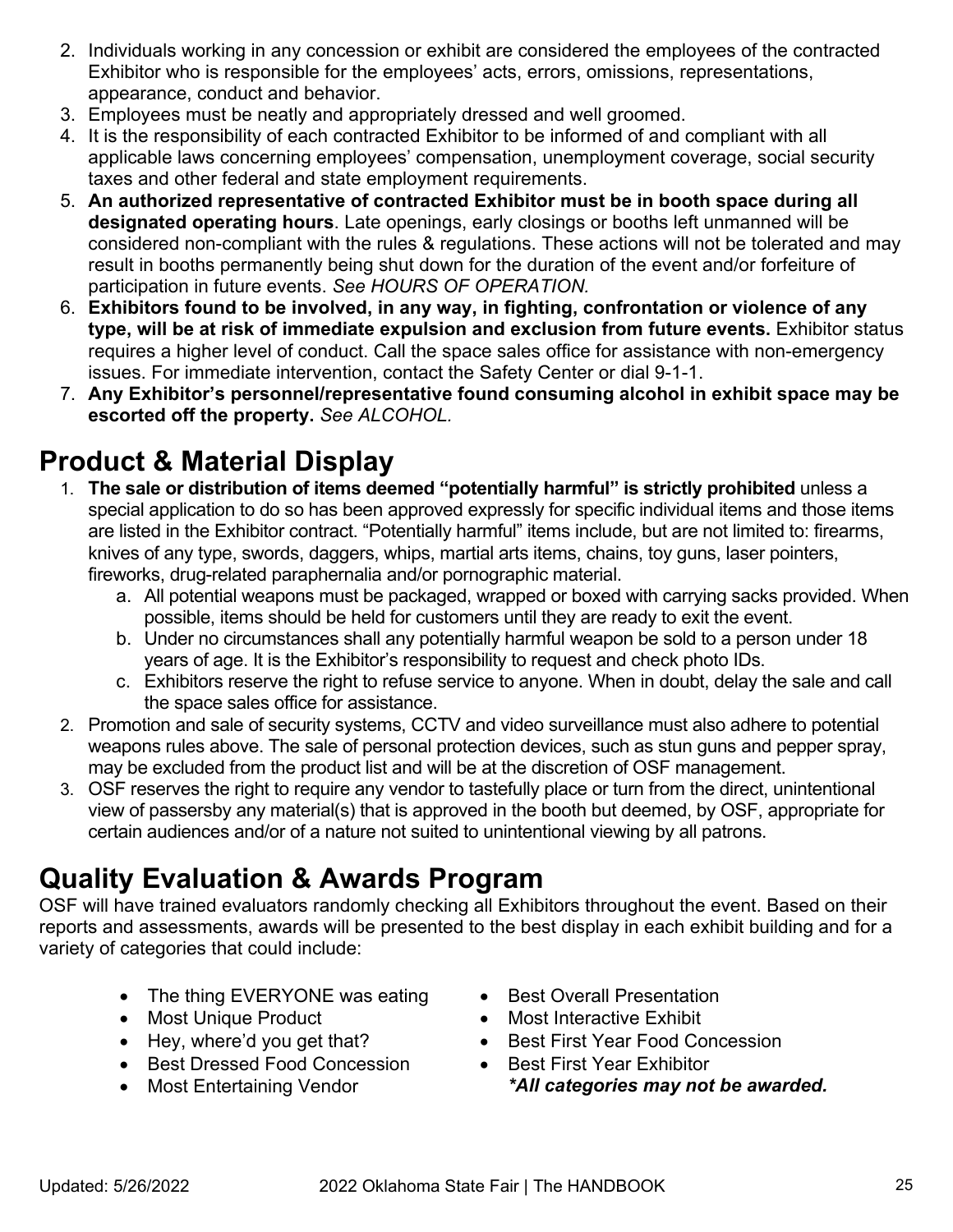2. Individuals working in any concession or exhibit are considered the employees of the contracted Exhibitor who is responsible for the employees' acts, errors, omissions, representations, appearance, conduct and behavior.
3. Employees must be neatly and appropriately dressed and well groomed.
4. It is the responsibility of each contracted Exhibitor to be informed of and compliant with all applicable laws concerning employees' compensation, unemployment coverage, social security taxes and other federal and state employment requirements.
5. **An authorized representative of contracted Exhibitor must be in booth space during all designated operating hours**. Late openings, early closings or booths left unmanned will be considered non-compliant with the rules & regulations. These actions will not be tolerated and may result in booths permanently being shut down for the duration of the event and/or forfeiture of participation in future events. *See HOURS OF OPERATION.*
6. **Exhibitors found to be involved, in any way, in fighting, confrontation or violence of any type, will be at risk of immediate expulsion and exclusion from future events.** Exhibitor status requires a higher level of conduct. Call the space sales office for assistance with non-emergency issues. For immediate intervention, contact the Safety Center or dial 9-1-1.
7. **Any Exhibitor's personnel/representative found consuming alcohol in exhibit space may be escorted off the property.** *See ALCOHOL.*

# Product & Material Display

1. **The sale or distribution of items deemed "potentially harmful" is strictly prohibited** unless a special application to do so has been approved expressly for specific individual items and those items are listed in the Exhibitor contract. "Potentially harmful" items include, but are not limited to: firearms, knives of any type, swords, daggers, whips, martial arts items, chains, toy guns, laser pointers, fireworks, drug-related paraphernalia and/or pornographic material.
   a. All potential weapons must be packaged, wrapped or boxed with carrying sacks provided. When possible, items should be held for customers until they are ready to exit the event.
   b. Under no circumstances shall any potentially harmful weapon be sold to a person under 18 years of age. It is the Exhibitor's responsibility to request and check photo IDs.
   c. Exhibitors reserve the right to refuse service to anyone. When in doubt, delay the sale and call the space sales office for assistance.
2. Promotion and sale of security systems, CCTV and video surveillance must also adhere to potential weapons rules above. The sale of personal protection devices, such as stun guns and pepper spray, may be excluded from the product list and will be at the discretion of OSF management.
3. OSF reserves the right to require any vendor to tastefully place or turn from the direct, unintentional view of passersby any material(s) that is approved in the booth but deemed, by OSF, appropriate for certain audiences and/or of a nature not suited to unintentional viewing by all patrons.

# Quality Evaluation & Awards Program

OSF will have trained evaluators randomly checking all Exhibitors throughout the event. Based on their reports and assessments, awards will be presented to the best display in each exhibit building and for a variety of categories that could include:

- The thing EVERYONE was eating
- Most Unique Product
- Hey, where'd you get that?
- Best Dressed Food Concession
- Most Entertaining Vendor
- Best Overall Presentation
- Most Interactive Exhibit
- Best First Year Food Concession
- Best First Year Exhibitor

***All categories may not be awarded.***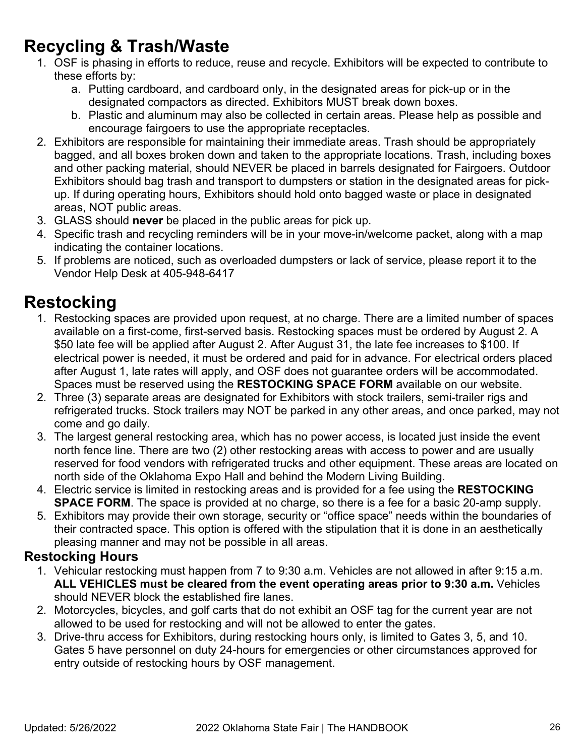# Recycling & Trash/Waste

1. OSF is phasing in efforts to reduce, reuse and recycle. Exhibitors will be expected to contribute to these efforts by:
   a. Putting cardboard, and cardboard only, in the designated areas for pick-up or in the designated compactors as directed. Exhibitors MUST break down boxes.
   b. Plastic and aluminum may also be collected in certain areas. Please help as possible and encourage fairgoers to use the appropriate receptacles.
2. Exhibitors are responsible for maintaining their immediate areas. Trash should be appropriately bagged, and all boxes broken down and taken to the appropriate locations. Trash, including boxes and other packing material, should NEVER be placed in barrels designated for Fairgoers. Outdoor Exhibitors should bag trash and transport to dumpsters or station in the designated areas for pick-up. If during operating hours, Exhibitors should hold onto bagged waste or place in designated areas, NOT public areas.
3. GLASS should **never** be placed in the public areas for pick up.
4. Specific trash and recycling reminders will be in your move-in/welcome packet, along with a map indicating the container locations.
5. If problems are noticed, such as overloaded dumpsters or lack of service, please report it to the Vendor Help Desk at 405-948-6417

# Restocking

1. Restocking spaces are provided upon request, at no charge. There are a limited number of spaces available on a first-come, first-served basis. Restocking spaces must be ordered by August 2. A $50 late fee will be applied after August 2. After August 31, the late fee increases to $100. If electrical power is needed, it must be ordered and paid for in advance. For electrical orders placed after August 1, late rates will apply, and OSF does not guarantee orders will be accommodated. Spaces must be reserved using the **RESTOCKING SPACE FORM** available on our website.
2. Three (3) separate areas are designated for Exhibitors with stock trailers, semi-trailer rigs and refrigerated trucks. Stock trailers may NOT be parked in any other areas, and once parked, may not come and go daily.
3. The largest general restocking area, which has no power access, is located just inside the event north fence line. There are two (2) other restocking areas with access to power and are usually reserved for food vendors with refrigerated trucks and other equipment. These areas are located on north side of the Oklahoma Expo Hall and behind the Modern Living Building.
4. Electric service is limited in restocking areas and is provided for a fee using the **RESTOCKING SPACE FORM**. The space is provided at no charge, so there is a fee for a basic 20-amp supply.
5. Exhibitors may provide their own storage, security or "office space" needs within the boundaries of their contracted space. This option is offered with the stipulation that it is done in an aesthetically pleasing manner and may not be possible in all areas.

## Restocking Hours

1. Vehicular restocking must happen from 7 to 9:30 a.m. Vehicles are not allowed in after 9:15 a.m. **ALL VEHICLES must be cleared from the event operating areas prior to 9:30 a.m.** Vehicles should NEVER block the established fire lanes.
2. Motorcycles, bicycles, and golf carts that do not exhibit an OSF tag for the current year are not allowed to be used for restocking and will not be allowed to enter the gates.
3. Drive-thru access for Exhibitors, during restocking hours only, is limited to Gates 3, 5, and 10. Gates 5 have personnel on duty 24-hours for emergencies or other circumstances approved for entry outside of restocking hours by OSF management.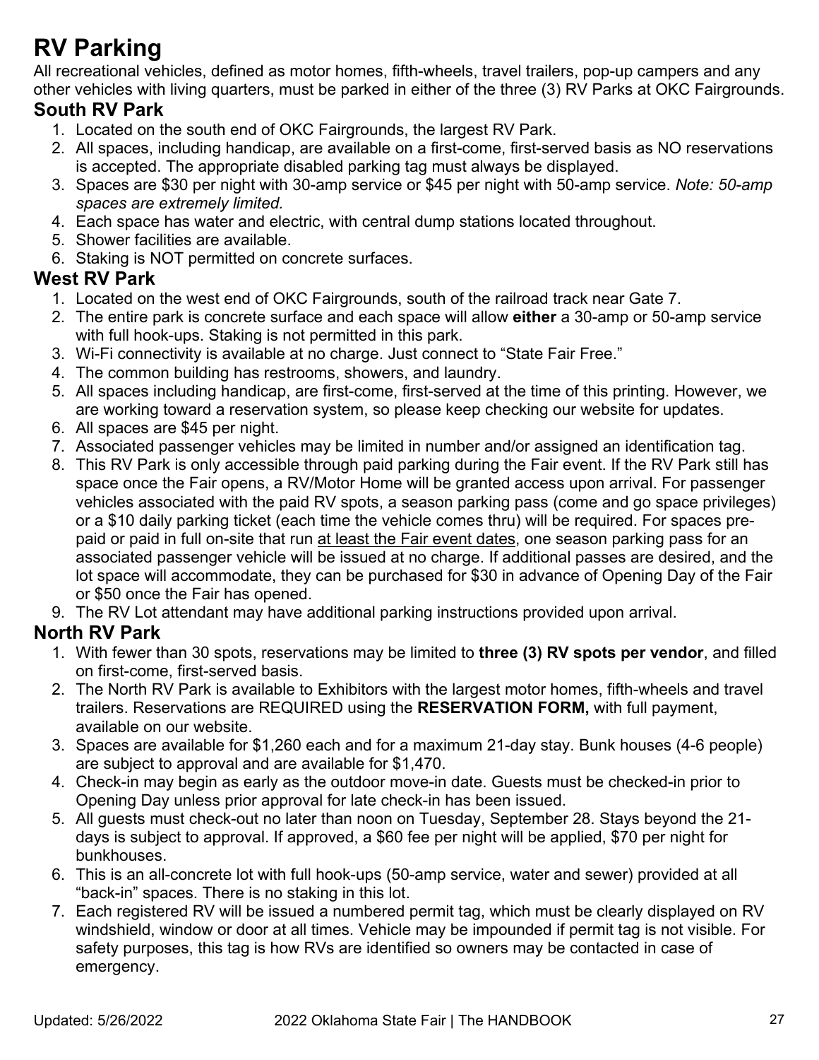# RV Parking

All recreational vehicles, defined as motor homes, fifth-wheels, travel trailers, pop-up campers and any other vehicles with living quarters, must be parked in either of the three (3) RV Parks at OKC Fairgrounds.

## South RV Park

1. Located on the south end of OKC Fairgrounds, the largest RV Park.
2. All spaces, including handicap, are available on a first-come, first-served basis as NO reservations is accepted. The appropriate disabled parking tag must always be displayed.
3. Spaces are $30 per night with 30-amp service or $45 per night with 50-amp service. *Note: 50-amp spaces are extremely limited.*
4. Each space has water and electric, with central dump stations located throughout.
5. Shower facilities are available.
6. Staking is NOT permitted on concrete surfaces.

## West RV Park

1. Located on the west end of OKC Fairgrounds, south of the railroad track near Gate 7.
2. The entire park is concrete surface and each space will allow **either** a 30-amp or 50-amp service with full hook-ups. Staking is not permitted in this park.
3. Wi-Fi connectivity is available at no charge. Just connect to "State Fair Free."
4. The common building has restrooms, showers, and laundry.
5. All spaces including handicap, are first-come, first-served at the time of this printing. However, we are working toward a reservation system, so please keep checking our website for updates.
6. All spaces are $45 per night.
7. Associated passenger vehicles may be limited in number and/or assigned an identification tag.
8. This RV Park is only accessible through paid parking during the Fair event. If the RV Park still has space once the Fair opens, a RV/Motor Home will be granted access upon arrival. For passenger vehicles associated with the paid RV spots, a season parking pass (come and go space privileges) or a $10 daily parking ticket (each time the vehicle comes thru) will be required. For spaces pre-paid or paid in full on-site that run <u>at least the Fair event dates</u>, one season parking pass for an associated passenger vehicle will be issued at no charge. If additional passes are desired, and the lot space will accommodate, they can be purchased for $30 in advance of Opening Day of the Fair or $50 once the Fair has opened.
9. The RV Lot attendant may have additional parking instructions provided upon arrival.

## North RV Park

1. With fewer than 30 spots, reservations may be limited to **three (3) RV spots per vendor**, and filled on first-come, first-served basis.
2. The North RV Park is available to Exhibitors with the largest motor homes, fifth-wheels and travel trailers. Reservations are REQUIRED using the **RESERVATION FORM,** with full payment, available on our website.
3. Spaces are available for $1,260 each and for a maximum 21-day stay. Bunk houses (4-6 people) are subject to approval and are available for $1,470.
4. Check-in may begin as early as the outdoor move-in date. Guests must be checked-in prior to Opening Day unless prior approval for late check-in has been issued.
5. All guests must check-out no later than noon on Tuesday, September 28. Stays beyond the 21-days is subject to approval. If approved, a $60 fee per night will be applied, $70 per night for bunkhouses.
6. This is an all-concrete lot with full hook-ups (50-amp service, water and sewer) provided at all "back-in" spaces. There is no staking in this lot.
7. Each registered RV will be issued a numbered permit tag, which must be clearly displayed on RV windshield, window or door at all times. Vehicle may be impounded if permit tag is not visible. For safety purposes, this tag is how RVs are identified so owners may be contacted in case of emergency.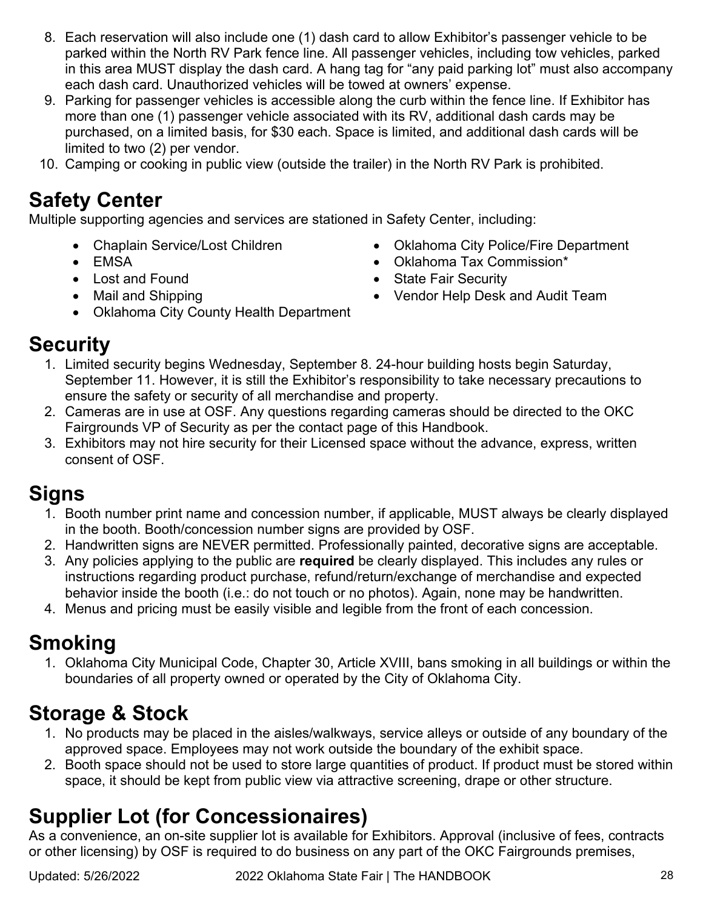8. Each reservation will also include one (1) dash card to allow Exhibitor's passenger vehicle to be parked within the North RV Park fence line. All passenger vehicles, including tow vehicles, parked in this area MUST display the dash card. A hang tag for "any paid parking lot" must also accompany each dash card. Unauthorized vehicles will be towed at owners' expense.
9. Parking for passenger vehicles is accessible along the curb within the fence line. If Exhibitor has more than one (1) passenger vehicle associated with its RV, additional dash cards may be purchased, on a limited basis, for $30 each. Space is limited, and additional dash cards will be limited to two (2) per vendor.
10. Camping or cooking in public view (outside the trailer) in the North RV Park is prohibited.

## Safety Center

Multiple supporting agencies and services are stationed in Safety Center, including:

- Chaplain Service/Lost Children
- EMSA
- Lost and Found
- Mail and Shipping
- Oklahoma City County Health Department
- Oklahoma City Police/Fire Department
- Oklahoma Tax Commission*
- State Fair Security
- Vendor Help Desk and Audit Team

## Security

1. Limited security begins Wednesday, September 8. 24-hour building hosts begin Saturday, September 11. However, it is still the Exhibitor's responsibility to take necessary precautions to ensure the safety or security of all merchandise and property.
2. Cameras are in use at OSF. Any questions regarding cameras should be directed to the OKC Fairgrounds VP of Security as per the contact page of this Handbook.
3. Exhibitors may not hire security for their Licensed space without the advance, express, written consent of OSF.

## Signs

1. Booth number print name and concession number, if applicable, MUST always be clearly displayed in the booth. Booth/concession number signs are provided by OSF.
2. Handwritten signs are NEVER permitted. Professionally painted, decorative signs are acceptable.
3. Any policies applying to the public are **required** be clearly displayed. This includes any rules or instructions regarding product purchase, refund/return/exchange of merchandise and expected behavior inside the booth (i.e.: do not touch or no photos). Again, none may be handwritten.
4. Menus and pricing must be easily visible and legible from the front of each concession.

## Smoking

1. Oklahoma City Municipal Code, Chapter 30, Article XVIII, bans smoking in all buildings or within the boundaries of all property owned or operated by the City of Oklahoma City.

## Storage & Stock

1. No products may be placed in the aisles/walkways, service alleys or outside of any boundary of the approved space. Employees may not work outside the boundary of the exhibit space.
2. Booth space should not be used to store large quantities of product. If product must be stored within space, it should be kept from public view via attractive screening, drape or other structure.

## Supplier Lot (for Concessionaires)

As a convenience, an on-site supplier lot is available for Exhibitors. Approval (inclusive of fees, contracts or other licensing) by OSF is required to do business on any part of the OKC Fairgrounds premises,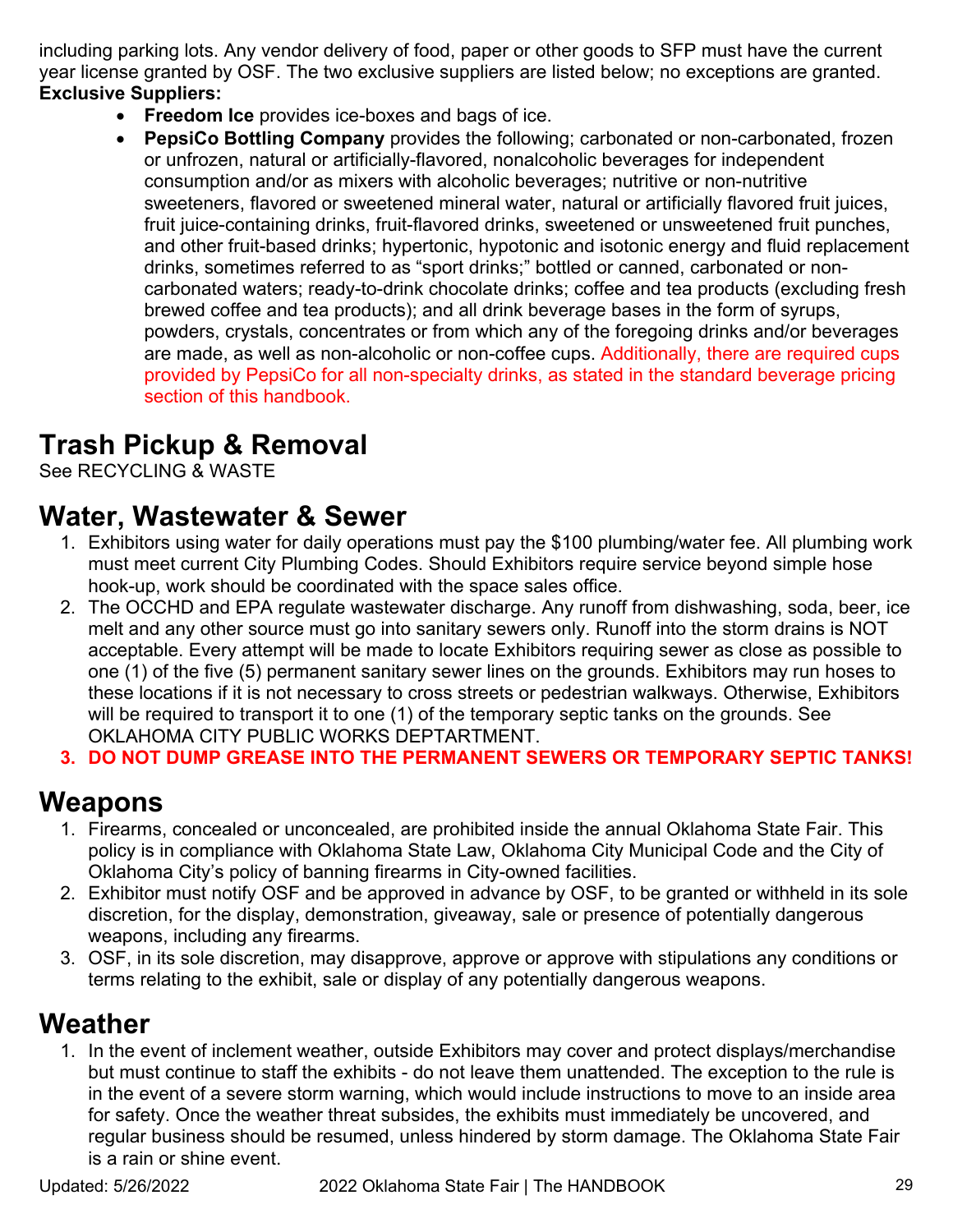including parking lots. Any vendor delivery of food, paper or other goods to SFP must have the current year license granted by OSF. The two exclusive suppliers are listed below; no exceptions are granted.
**Exclusive Suppliers:**

- **Freedom Ice** provides ice-boxes and bags of ice.
- **PepsiCo Bottling Company** provides the following; carbonated or non-carbonated, frozen or unfrozen, natural or artificially-flavored, nonalcoholic beverages for independent consumption and/or as mixers with alcoholic beverages; nutritive or non-nutritive sweeteners, flavored or sweetened mineral water, natural or artificially flavored fruit juices, fruit juice-containing drinks, fruit-flavored drinks, sweetened or unsweetened fruit punches, and other fruit-based drinks; hypertonic, hypotonic and isotonic energy and fluid replacement drinks, sometimes referred to as "sport drinks;" bottled or canned, carbonated or non-carbonated waters; ready-to-drink chocolate drinks; coffee and tea products (excluding fresh brewed coffee and tea products); and all drink beverage bases in the form of syrups, powders, crystals, concentrates or from which any of the foregoing drinks and/or beverages are made, as well as non-alcoholic or non-coffee cups. Additionally, there are required cups provided by PepsiCo for all non-specialty drinks, as stated in the standard beverage pricing section of this handbook.

## Trash Pickup & Removal

See RECYCLING & WASTE

## Water, Wastewater & Sewer

1. Exhibitors using water for daily operations must pay the $100 plumbing/water fee. All plumbing work must meet current City Plumbing Codes. Should Exhibitors require service beyond simple hose hook-up, work should be coordinated with the space sales office.
2. The OCCHD and EPA regulate wastewater discharge. Any runoff from dishwashing, soda, beer, ice melt and any other source must go into sanitary sewers only. Runoff into the storm drains is NOT acceptable. Every attempt will be made to locate Exhibitors requiring sewer as close as possible to one (1) of the five (5) permanent sanitary sewer lines on the grounds. Exhibitors may run hoses to these locations if it is not necessary to cross streets or pedestrian walkways. Otherwise, Exhibitors will be required to transport it to one (1) of the temporary septic tanks on the grounds. See OKLAHOMA CITY PUBLIC WORKS DEPTARTMENT.
3. **DO NOT DUMP GREASE INTO THE PERMANENT SEWERS OR TEMPORARY SEPTIC TANKS!**

## Weapons

1. Firearms, concealed or unconcealed, are prohibited inside the annual Oklahoma State Fair. This policy is in compliance with Oklahoma State Law, Oklahoma City Municipal Code and the City of Oklahoma City's policy of banning firearms in City-owned facilities.
2. Exhibitor must notify OSF and be approved in advance by OSF, to be granted or withheld in its sole discretion, for the display, demonstration, giveaway, sale or presence of potentially dangerous weapons, including any firearms.
3. OSF, in its sole discretion, may disapprove, approve or approve with stipulations any conditions or terms relating to the exhibit, sale or display of any potentially dangerous weapons.

## Weather

1. In the event of inclement weather, outside Exhibitors may cover and protect displays/merchandise but must continue to staff the exhibits - do not leave them unattended. The exception to the rule is in the event of a severe storm warning, which would include instructions to move to an inside area for safety. Once the weather threat subsides, the exhibits must immediately be uncovered, and regular business should be resumed, unless hindered by storm damage. The Oklahoma State Fair is a rain or shine event.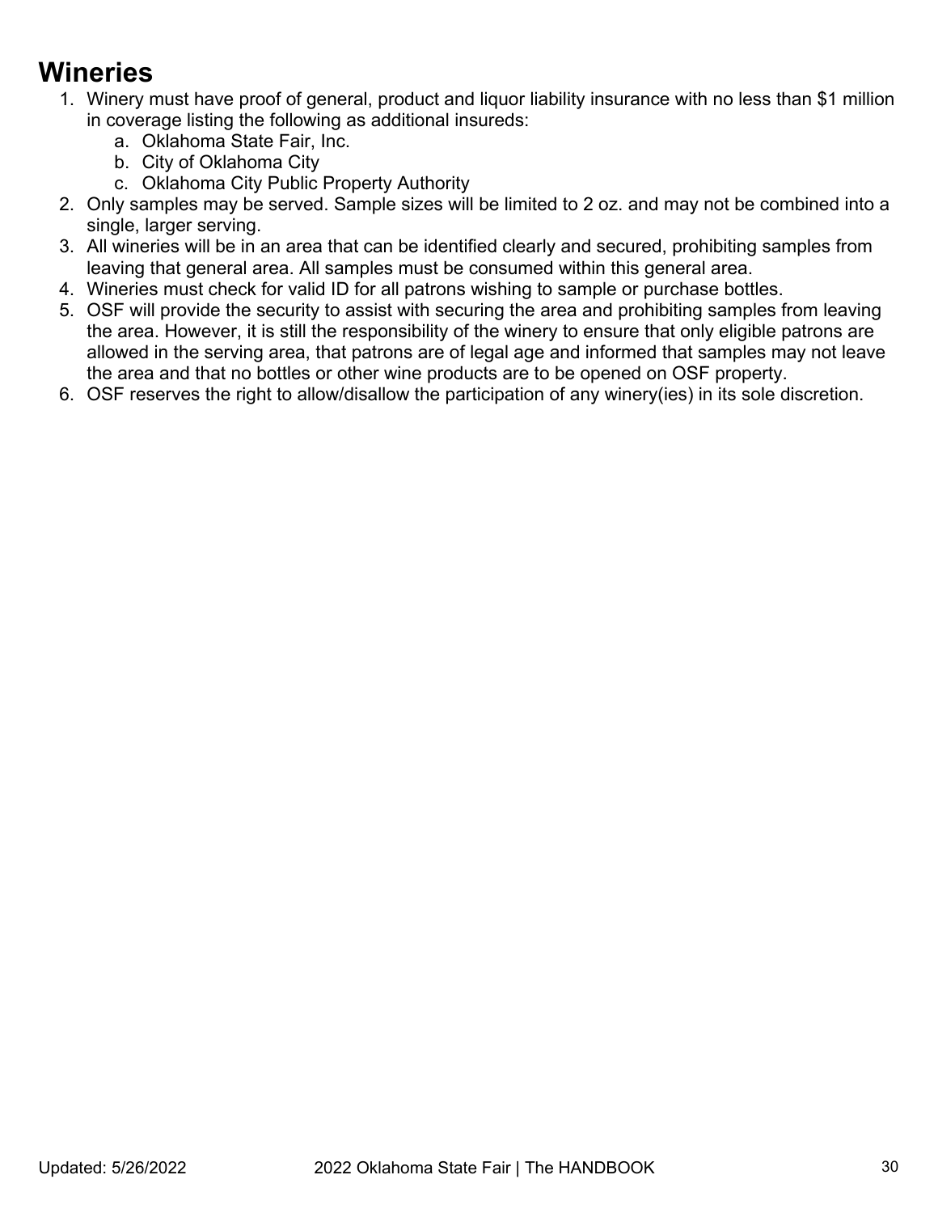# Wineries

1. Winery must have proof of general, product and liquor liability insurance with no less than $1 million in coverage listing the following as additional insureds:
    a. Oklahoma State Fair, Inc.
    b. City of Oklahoma City
    c. Oklahoma City Public Property Authority
2. Only samples may be served. Sample sizes will be limited to 2 oz. and may not be combined into a single, larger serving.
3. All wineries will be in an area that can be identified clearly and secured, prohibiting samples from leaving that general area. All samples must be consumed within this general area.
4. Wineries must check for valid ID for all patrons wishing to sample or purchase bottles.
5. OSF will provide the security to assist with securing the area and prohibiting samples from leaving the area. However, it is still the responsibility of the winery to ensure that only eligible patrons are allowed in the serving area, that patrons are of legal age and informed that samples may not leave the area and that no bottles or other wine products are to be opened on OSF property.
6. OSF reserves the right to allow/disallow the participation of any winery(ies) in its sole discretion.